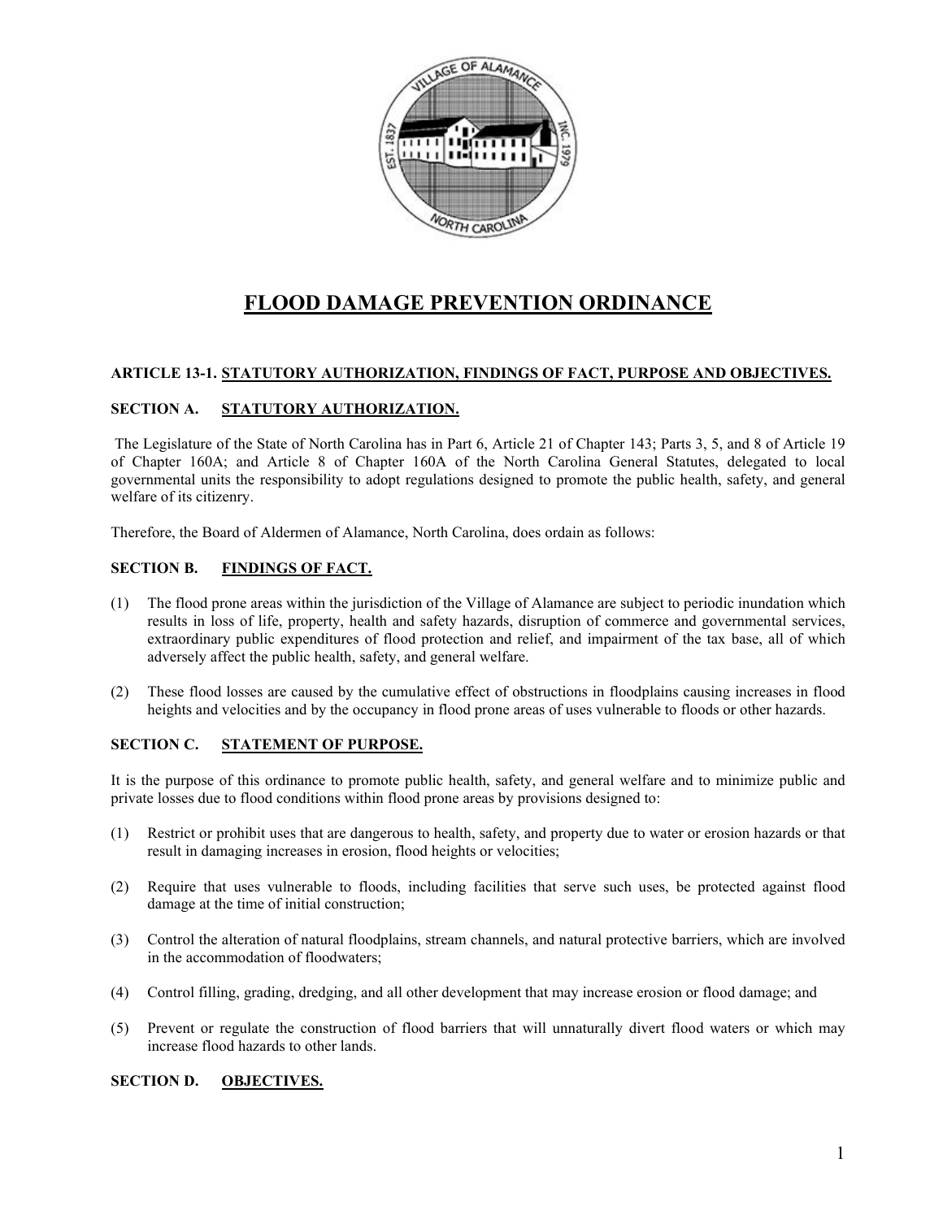# FLOOD DAMAGE PREVENTION ORDINANCE

## ARTICLE 13-1. STATUTORY AUTHORIZATION, FINDINGS OF FACT, PURPOSE AND OBJECTIVES.

### SECTION A. STATUTORY AUTHORIZATION.

The Legislature of the State of North Carolina has in Part 6, Article 21 of Chapter 143; Parts 3, 5, and 8 of Article 19 of Chapter 160A; and Article 8 of Chapter 160A of the North Carolina General Statutes, delegated to local governmental units the responsibility to adopt regulations designed to promote the public health, safety, and general welfare of its citizenry.

Therefore, the Board of Aldermen of Alamance, North Carolina, does ordain as follows:

### SECTION B. FINDINGS OF FACT.

(1) The flood prone areas within the jurisdiction of the Village of Alamance are subject to periodic inundation which results in loss of life, property, health and safety hazards, disruption of commerce and governmental services, extraordinary public expenditures of flood protection and relief, and impairment of the tax base, all of which adversely affect the public health, safety, and general welfare.

(2) These flood losses are caused by the cumulative effect of obstructions in floodplains causing increases in flood heights and velocities and by the occupancy in flood prone areas of uses vulnerable to floods or other hazards.

### SECTION C. STATEMENT OF PURPOSE.

It is the purpose of this ordinance to promote public health, safety, and general welfare and to minimize public and private losses due to flood conditions within flood prone areas by provisions designed to:

(1) Restrict or prohibit uses that are dangerous to health, safety, and property due to water or erosion hazards or that result in damaging increases in erosion, flood heights or velocities;

(2) Require that uses vulnerable to floods, including facilities that serve such uses, be protected against flood damage at the time of initial construction;

(3) Control the alteration of natural floodplains, stream channels, and natural protective barriers, which are involved in the accommodation of floodwaters;

(4) Control filling, grading, dredging, and all other development that may increase erosion or flood damage; and

(5) Prevent or regulate the construction of flood barriers that will unnaturally divert flood waters or which may increase flood hazards to other lands.

### SECTION D. OBJECTIVES.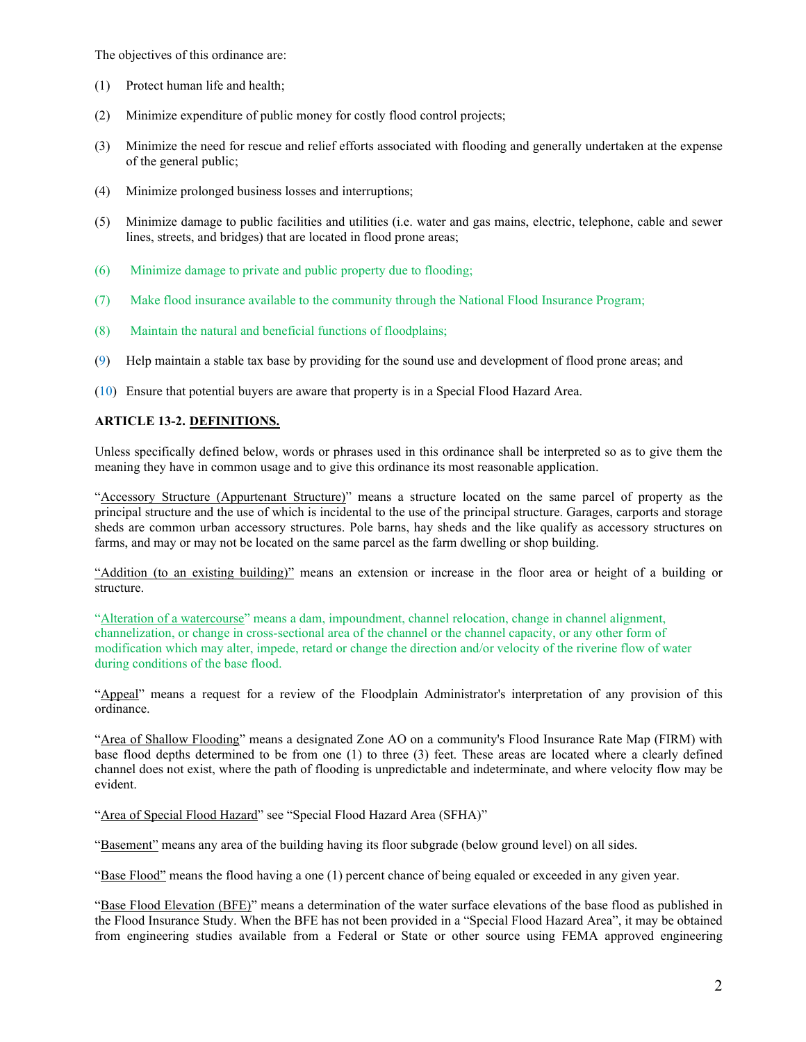The objectives of this ordinance are:

(1) Protect human life and health;

(2) Minimize expenditure of public money for costly flood control projects;

(3) Minimize the need for rescue and relief efforts associated with flooding and generally undertaken at the expense of the general public;

(4) Minimize prolonged business losses and interruptions;

(5) Minimize damage to public facilities and utilities (i.e. water and gas mains, electric, telephone, cable and sewer lines, streets, and bridges) that are located in flood prone areas;

(6) Minimize damage to private and public property due to flooding;

(7) Make flood insurance available to the community through the National Flood Insurance Program;

(8) Maintain the natural and beneficial functions of floodplains;

(9) Help maintain a stable tax base by providing for the sound use and development of flood prone areas; and

(10) Ensure that potential buyers are aware that property is in a Special Flood Hazard Area.

**ARTICLE 13-2. DEFINITIONS.**

Unless specifically defined below, words or phrases used in this ordinance shall be interpreted so as to give them the meaning they have in common usage and to give this ordinance its most reasonable application.

"Accessory Structure (Appurtenant Structure)" means a structure located on the same parcel of property as the principal structure and the use of which is incidental to the use of the principal structure. Garages, carports and storage sheds are common urban accessory structures. Pole barns, hay sheds and the like qualify as accessory structures on farms, and may or may not be located on the same parcel as the farm dwelling or shop building.

"Addition (to an existing building)" means an extension or increase in the floor area or height of a building or structure.

"Alteration of a watercourse" means a dam, impoundment, channel relocation, change in channel alignment, channelization, or change in cross-sectional area of the channel or the channel capacity, or any other form of modification which may alter, impede, retard or change the direction and/or velocity of the riverine flow of water during conditions of the base flood.

"Appeal" means a request for a review of the Floodplain Administrator's interpretation of any provision of this ordinance.

"Area of Shallow Flooding" means a designated Zone AO on a community's Flood Insurance Rate Map (FIRM) with base flood depths determined to be from one (1) to three (3) feet. These areas are located where a clearly defined channel does not exist, where the path of flooding is unpredictable and indeterminate, and where velocity flow may be evident.

"Area of Special Flood Hazard" see "Special Flood Hazard Area (SFHA)"

"Basement" means any area of the building having its floor subgrade (below ground level) on all sides.

"Base Flood" means the flood having a one (1) percent chance of being equaled or exceeded in any given year.

"Base Flood Elevation (BFE)" means a determination of the water surface elevations of the base flood as published in the Flood Insurance Study. When the BFE has not been provided in a "Special Flood Hazard Area", it may be obtained from engineering studies available from a Federal or State or other source using FEMA approved engineering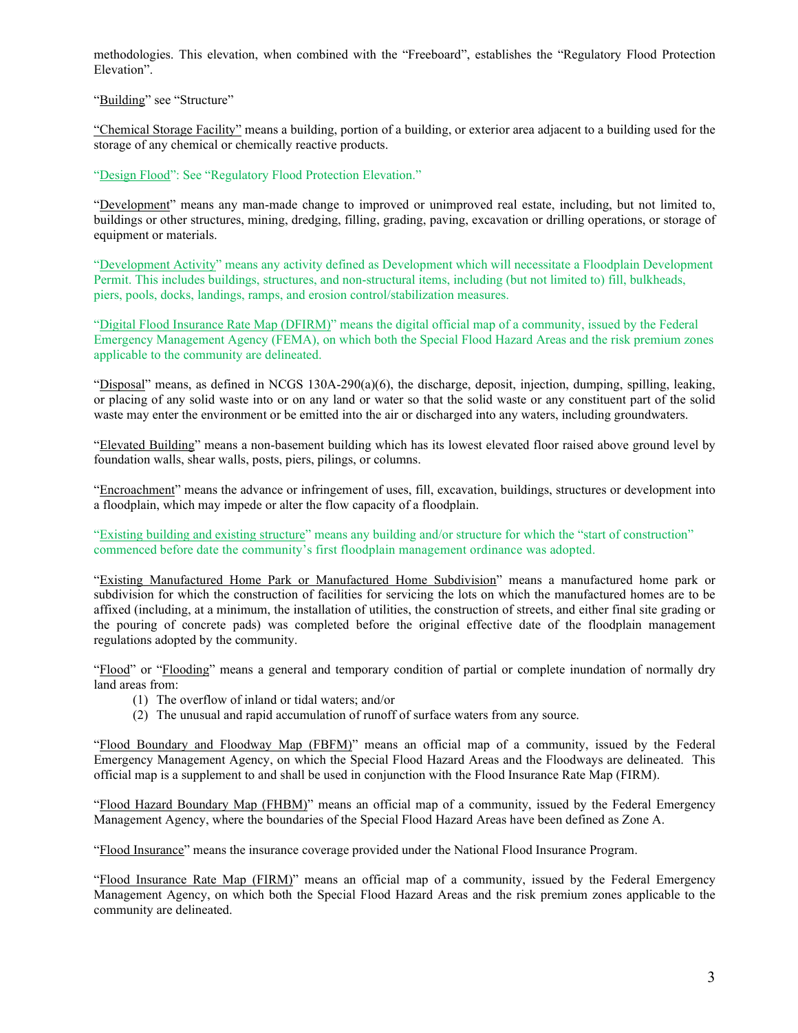methodologies. This elevation, when combined with the "Freeboard", establishes the "Regulatory Flood Protection Elevation".

"Building" see "Structure"

"Chemical Storage Facility" means a building, portion of a building, or exterior area adjacent to a building used for the storage of any chemical or chemically reactive products.

"Design Flood": See "Regulatory Flood Protection Elevation."

"Development" means any man-made change to improved or unimproved real estate, including, but not limited to, buildings or other structures, mining, dredging, filling, grading, paving, excavation or drilling operations, or storage of equipment or materials.

"Development Activity" means any activity defined as Development which will necessitate a Floodplain Development Permit. This includes buildings, structures, and non-structural items, including (but not limited to) fill, bulkheads, piers, pools, docks, landings, ramps, and erosion control/stabilization measures.

"Digital Flood Insurance Rate Map (DFIRM)" means the digital official map of a community, issued by the Federal Emergency Management Agency (FEMA), on which both the Special Flood Hazard Areas and the risk premium zones applicable to the community are delineated.

"Disposal" means, as defined in NCGS 130A-290(a)(6), the discharge, deposit, injection, dumping, spilling, leaking, or placing of any solid waste into or on any land or water so that the solid waste or any constituent part of the solid waste may enter the environment or be emitted into the air or discharged into any waters, including groundwaters.

"Elevated Building" means a non-basement building which has its lowest elevated floor raised above ground level by foundation walls, shear walls, posts, piers, pilings, or columns.

"Encroachment" means the advance or infringement of uses, fill, excavation, buildings, structures or development into a floodplain, which may impede or alter the flow capacity of a floodplain.

"Existing building and existing structure" means any building and/or structure for which the "start of construction" commenced before date the community's first floodplain management ordinance was adopted.

"Existing Manufactured Home Park or Manufactured Home Subdivision" means a manufactured home park or subdivision for which the construction of facilities for servicing the lots on which the manufactured homes are to be affixed (including, at a minimum, the installation of utilities, the construction of streets, and either final site grading or the pouring of concrete pads) was completed before the original effective date of the floodplain management regulations adopted by the community.

"Flood" or "Flooding" means a general and temporary condition of partial or complete inundation of normally dry land areas from:

(1) The overflow of inland or tidal waters; and/or
(2) The unusual and rapid accumulation of runoff of surface waters from any source.

"Flood Boundary and Floodway Map (FBFM)" means an official map of a community, issued by the Federal Emergency Management Agency, on which the Special Flood Hazard Areas and the Floodways are delineated. This official map is a supplement to and shall be used in conjunction with the Flood Insurance Rate Map (FIRM).

"Flood Hazard Boundary Map (FHBM)" means an official map of a community, issued by the Federal Emergency Management Agency, where the boundaries of the Special Flood Hazard Areas have been defined as Zone A.

"Flood Insurance" means the insurance coverage provided under the National Flood Insurance Program.

"Flood Insurance Rate Map (FIRM)" means an official map of a community, issued by the Federal Emergency Management Agency, on which both the Special Flood Hazard Areas and the risk premium zones applicable to the community are delineated.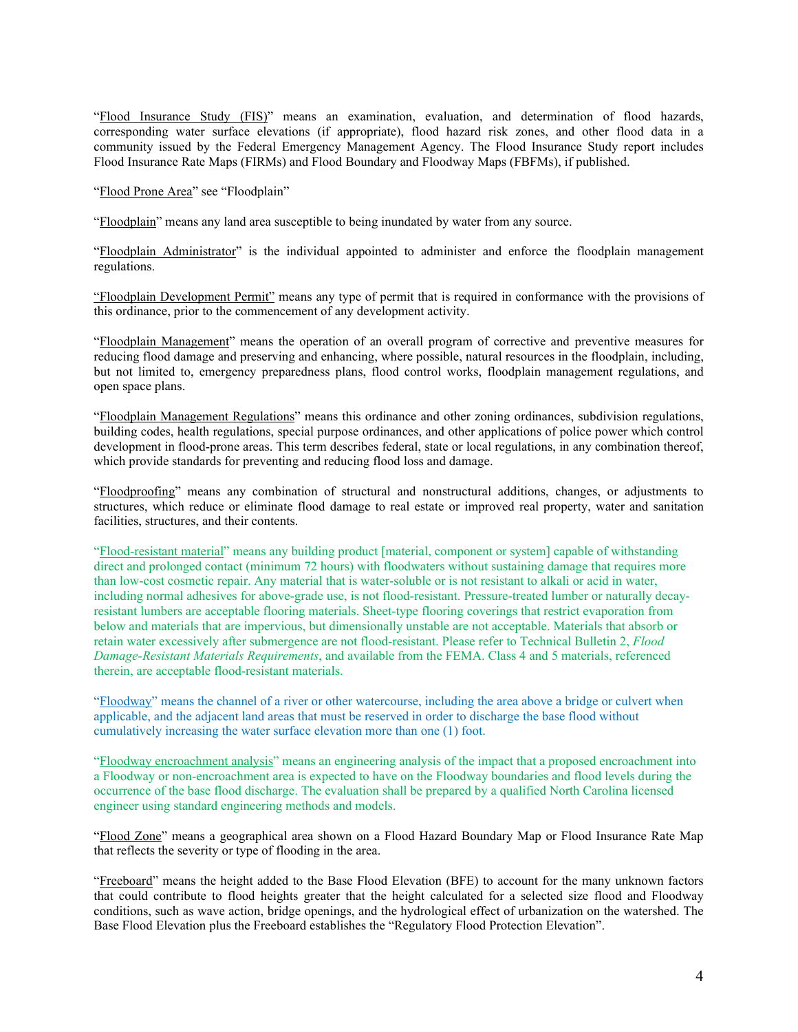"<u>Flood Insurance Study (FIS)</u>" means an examination, evaluation, and determination of flood hazards, corresponding water surface elevations (if appropriate), flood hazard risk zones, and other flood data in a community issued by the Federal Emergency Management Agency. The Flood Insurance Study report includes Flood Insurance Rate Maps (FIRMs) and Flood Boundary and Floodway Maps (FBFMs), if published.

"<u>Flood Prone Area</u>" see "Floodplain"

"<u>Floodplain</u>" means any land area susceptible to being inundated by water from any source.

"<u>Floodplain Administrator</u>" is the individual appointed to administer and enforce the floodplain management regulations.

<u>"Floodplain Development Permit"</u> means any type of permit that is required in conformance with the provisions of this ordinance, prior to the commencement of any development activity.

"<u>Floodplain Management</u>" means the operation of an overall program of corrective and preventive measures for reducing flood damage and preserving and enhancing, where possible, natural resources in the floodplain, including, but not limited to, emergency preparedness plans, flood control works, floodplain management regulations, and open space plans.

"<u>Floodplain Management Regulations</u>" means this ordinance and other zoning ordinances, subdivision regulations, building codes, health regulations, special purpose ordinances, and other applications of police power which control development in flood-prone areas. This term describes federal, state or local regulations, in any combination thereof, which provide standards for preventing and reducing flood loss and damage.

"<u>Floodproofing</u>" means any combination of structural and nonstructural additions, changes, or adjustments to structures, which reduce or eliminate flood damage to real estate or improved real property, water and sanitation facilities, structures, and their contents.

"<u>Flood-resistant material</u>" means any building product [material, component or system] capable of withstanding direct and prolonged contact (minimum 72 hours) with floodwaters without sustaining damage that requires more than low-cost cosmetic repair. Any material that is water-soluble or is not resistant to alkali or acid in water, including normal adhesives for above-grade use, is not flood-resistant. Pressure-treated lumber or naturally decay-resistant lumbers are acceptable flooring materials. Sheet-type flooring coverings that restrict evaporation from below and materials that are impervious, but dimensionally unstable are not acceptable. Materials that absorb or retain water excessively after submergence are not flood-resistant. Please refer to Technical Bulletin 2, *Flood Damage-Resistant Materials Requirements*, and available from the FEMA. Class 4 and 5 materials, referenced therein, are acceptable flood-resistant materials.

"<u>Floodway</u>" means the channel of a river or other watercourse, including the area above a bridge or culvert when applicable, and the adjacent land areas that must be reserved in order to discharge the base flood without cumulatively increasing the water surface elevation more than one (1) foot.

"<u>Floodway encroachment analysis</u>" means an engineering analysis of the impact that a proposed encroachment into a Floodway or non-encroachment area is expected to have on the Floodway boundaries and flood levels during the occurrence of the base flood discharge. The evaluation shall be prepared by a qualified North Carolina licensed engineer using standard engineering methods and models.

"<u>Flood Zone</u>" means a geographical area shown on a Flood Hazard Boundary Map or Flood Insurance Rate Map that reflects the severity or type of flooding in the area.

"<u>Freeboard</u>" means the height added to the Base Flood Elevation (BFE) to account for the many unknown factors that could contribute to flood heights greater that the height calculated for a selected size flood and Floodway conditions, such as wave action, bridge openings, and the hydrological effect of urbanization on the watershed. The Base Flood Elevation plus the Freeboard establishes the "Regulatory Flood Protection Elevation".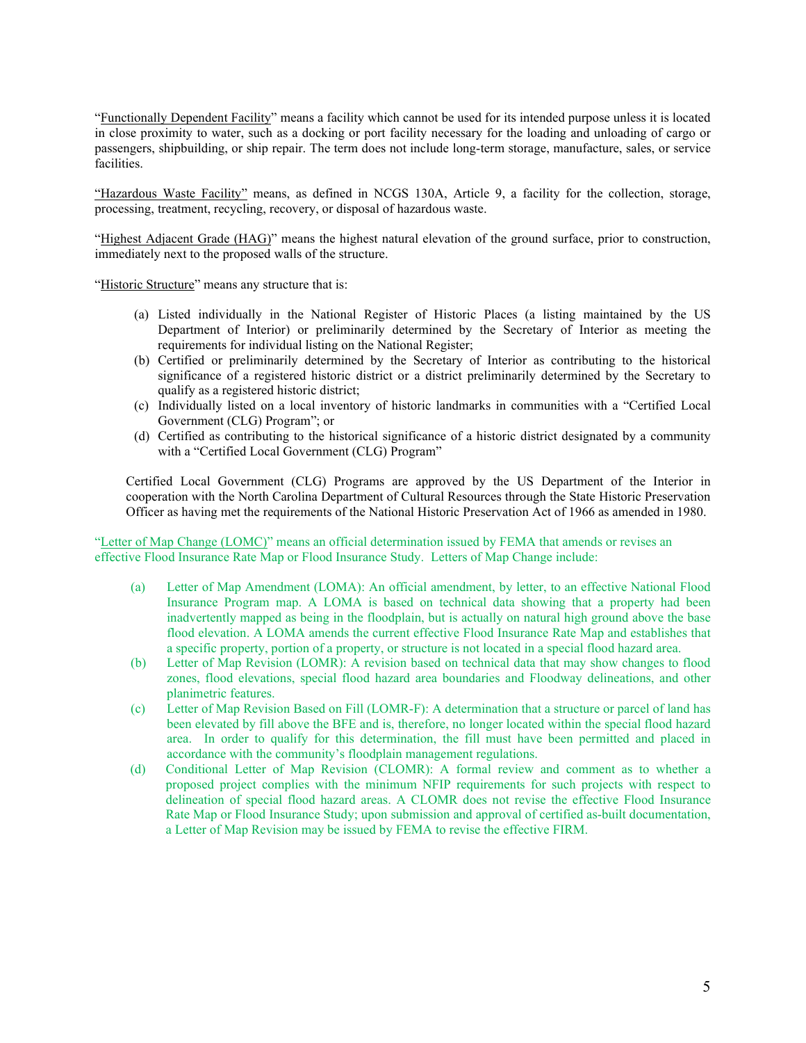"Functionally Dependent Facility" means a facility which cannot be used for its intended purpose unless it is located in close proximity to water, such as a docking or port facility necessary for the loading and unloading of cargo or passengers, shipbuilding, or ship repair. The term does not include long-term storage, manufacture, sales, or service facilities.

"Hazardous Waste Facility" means, as defined in NCGS 130A, Article 9, a facility for the collection, storage, processing, treatment, recycling, recovery, or disposal of hazardous waste.

"Highest Adjacent Grade (HAG)" means the highest natural elevation of the ground surface, prior to construction, immediately next to the proposed walls of the structure.

"Historic Structure" means any structure that is:

(a) Listed individually in the National Register of Historic Places (a listing maintained by the US Department of Interior) or preliminarily determined by the Secretary of Interior as meeting the requirements for individual listing on the National Register;
(b) Certified or preliminarily determined by the Secretary of Interior as contributing to the historical significance of a registered historic district or a district preliminarily determined by the Secretary to qualify as a registered historic district;
(c) Individually listed on a local inventory of historic landmarks in communities with a "Certified Local Government (CLG) Program"; or
(d) Certified as contributing to the historical significance of a historic district designated by a community with a "Certified Local Government (CLG) Program"

Certified Local Government (CLG) Programs are approved by the US Department of the Interior in cooperation with the North Carolina Department of Cultural Resources through the State Historic Preservation Officer as having met the requirements of the National Historic Preservation Act of 1966 as amended in 1980.

"Letter of Map Change (LOMC)" means an official determination issued by FEMA that amends or revises an effective Flood Insurance Rate Map or Flood Insurance Study. Letters of Map Change include:

(a) Letter of Map Amendment (LOMA): An official amendment, by letter, to an effective National Flood Insurance Program map. A LOMA is based on technical data showing that a property had been inadvertently mapped as being in the floodplain, but is actually on natural high ground above the base flood elevation. A LOMA amends the current effective Flood Insurance Rate Map and establishes that a specific property, portion of a property, or structure is not located in a special flood hazard area.
(b) Letter of Map Revision (LOMR): A revision based on technical data that may show changes to flood zones, flood elevations, special flood hazard area boundaries and Floodway delineations, and other planimetric features.
(c) Letter of Map Revision Based on Fill (LOMR-F): A determination that a structure or parcel of land has been elevated by fill above the BFE and is, therefore, no longer located within the special flood hazard area. In order to qualify for this determination, the fill must have been permitted and placed in accordance with the community's floodplain management regulations.
(d) Conditional Letter of Map Revision (CLOMR): A formal review and comment as to whether a proposed project complies with the minimum NFIP requirements for such projects with respect to delineation of special flood hazard areas. A CLOMR does not revise the effective Flood Insurance Rate Map or Flood Insurance Study; upon submission and approval of certified as-built documentation, a Letter of Map Revision may be issued by FEMA to revise the effective FIRM.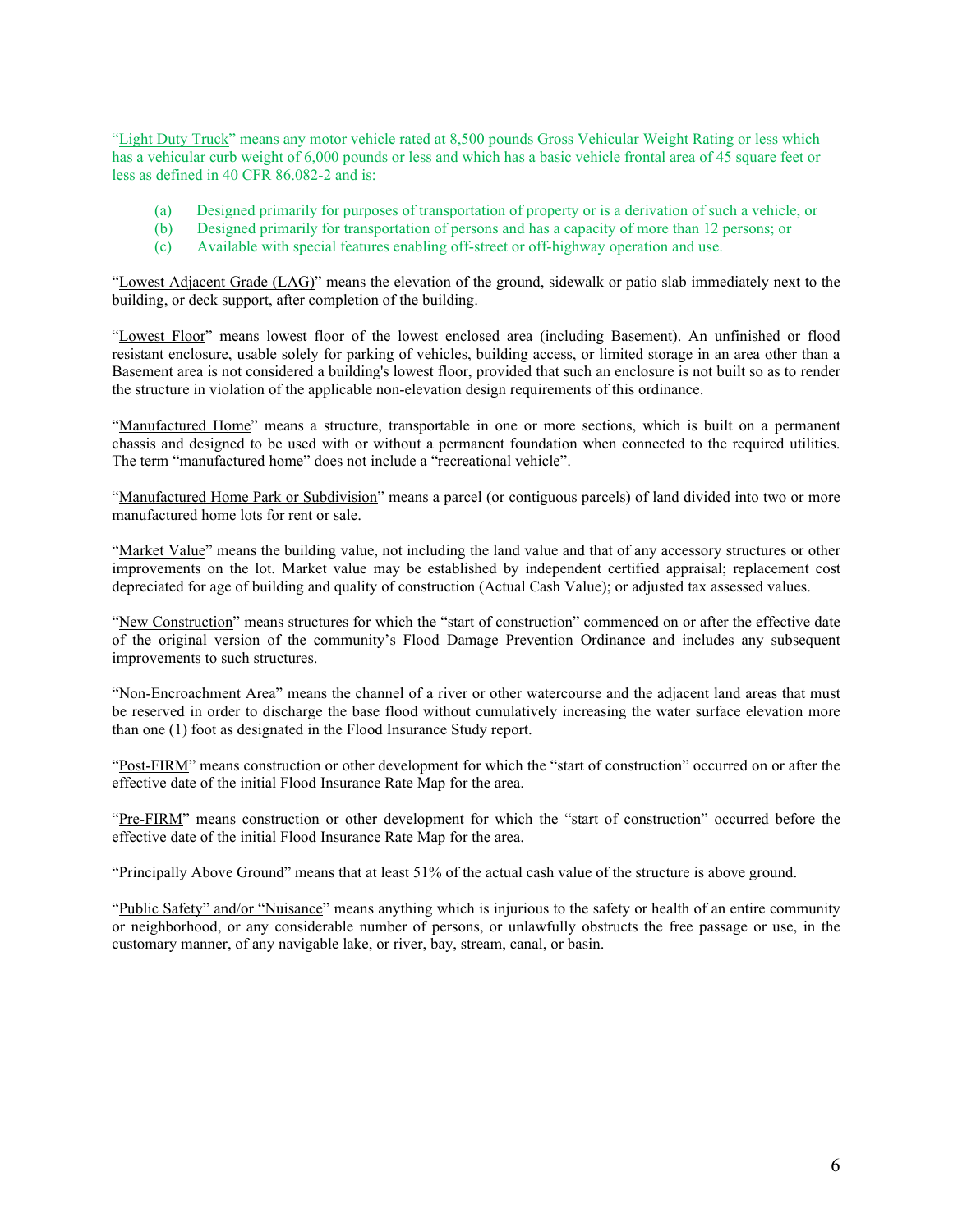"Light Duty Truck" means any motor vehicle rated at 8,500 pounds Gross Vehicular Weight Rating or less which has a vehicular curb weight of 6,000 pounds or less and which has a basic vehicle frontal area of 45 square feet or less as defined in 40 CFR 86.082-2 and is:

(a) Designed primarily for purposes of transportation of property or is a derivation of such a vehicle, or
(b) Designed primarily for transportation of persons and has a capacity of more than 12 persons; or
(c) Available with special features enabling off-street or off-highway operation and use.

"Lowest Adjacent Grade (LAG)" means the elevation of the ground, sidewalk or patio slab immediately next to the building, or deck support, after completion of the building.

"Lowest Floor" means lowest floor of the lowest enclosed area (including Basement). An unfinished or flood resistant enclosure, usable solely for parking of vehicles, building access, or limited storage in an area other than a Basement area is not considered a building's lowest floor, provided that such an enclosure is not built so as to render the structure in violation of the applicable non-elevation design requirements of this ordinance.

"Manufactured Home" means a structure, transportable in one or more sections, which is built on a permanent chassis and designed to be used with or without a permanent foundation when connected to the required utilities. The term "manufactured home" does not include a "recreational vehicle".

"Manufactured Home Park or Subdivision" means a parcel (or contiguous parcels) of land divided into two or more manufactured home lots for rent or sale.

"Market Value" means the building value, not including the land value and that of any accessory structures or other improvements on the lot. Market value may be established by independent certified appraisal; replacement cost depreciated for age of building and quality of construction (Actual Cash Value); or adjusted tax assessed values.

"New Construction" means structures for which the "start of construction" commenced on or after the effective date of the original version of the community's Flood Damage Prevention Ordinance and includes any subsequent improvements to such structures.

"Non-Encroachment Area" means the channel of a river or other watercourse and the adjacent land areas that must be reserved in order to discharge the base flood without cumulatively increasing the water surface elevation more than one (1) foot as designated in the Flood Insurance Study report.

"Post-FIRM" means construction or other development for which the "start of construction" occurred on or after the effective date of the initial Flood Insurance Rate Map for the area.

"Pre-FIRM" means construction or other development for which the "start of construction" occurred before the effective date of the initial Flood Insurance Rate Map for the area.

"Principally Above Ground" means that at least 51% of the actual cash value of the structure is above ground.

"Public Safety" and/or "Nuisance" means anything which is injurious to the safety or health of an entire community or neighborhood, or any considerable number of persons, or unlawfully obstructs the free passage or use, in the customary manner, of any navigable lake, or river, bay, stream, canal, or basin.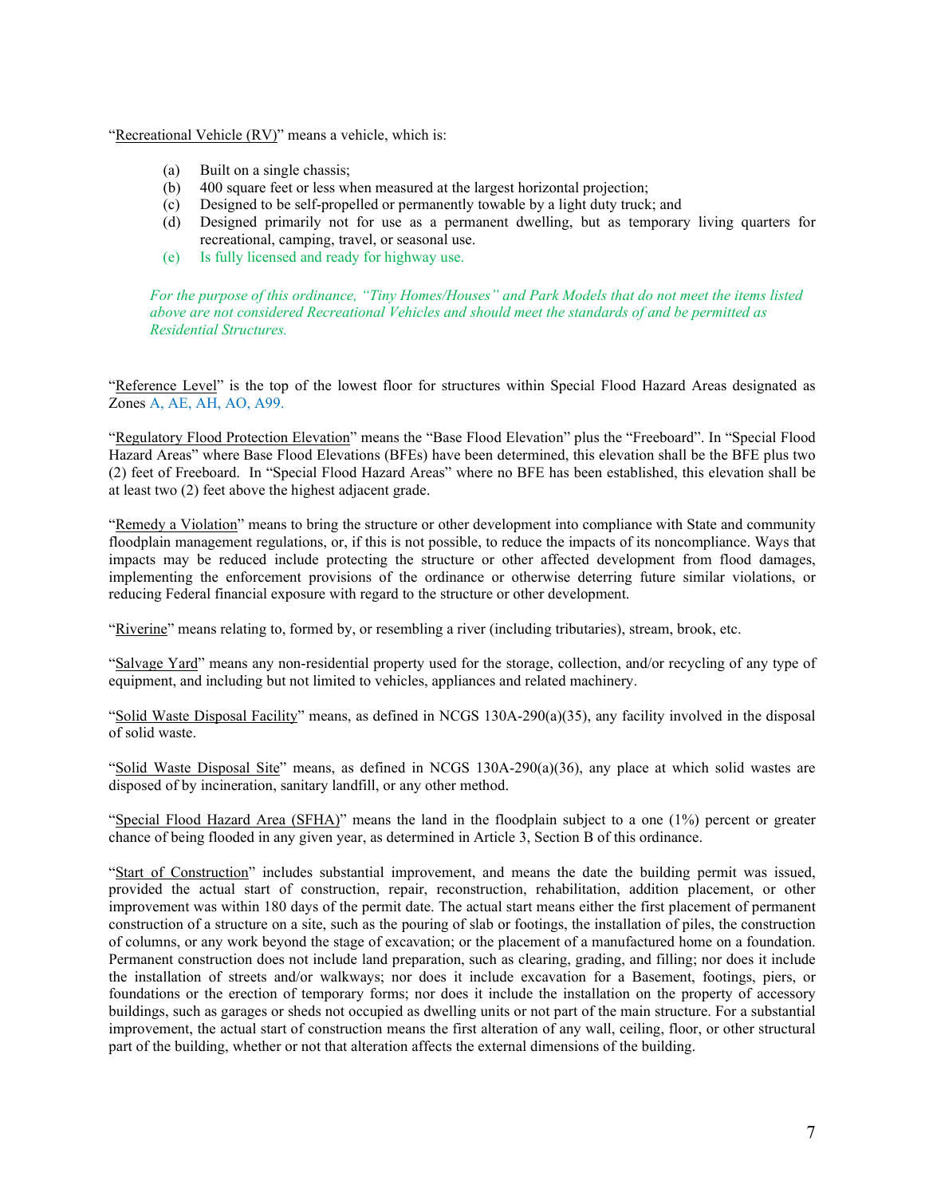"Recreational Vehicle (RV)" means a vehicle, which is:

(a) Built on a single chassis;
(b) 400 square feet or less when measured at the largest horizontal projection;
(c) Designed to be self-propelled or permanently towable by a light duty truck; and
(d) Designed primarily not for use as a permanent dwelling, but as temporary living quarters for recreational, camping, travel, or seasonal use.
(e) Is fully licensed and ready for highway use.

*For the purpose of this ordinance, "Tiny Homes/Houses" and Park Models that do not meet the items listed above are not considered Recreational Vehicles and should meet the standards of and be permitted as Residential Structures.*

"Reference Level" is the top of the lowest floor for structures within Special Flood Hazard Areas designated as Zones A, AE, AH, AO, A99.

"Regulatory Flood Protection Elevation" means the "Base Flood Elevation" plus the "Freeboard". In "Special Flood Hazard Areas" where Base Flood Elevations (BFEs) have been determined, this elevation shall be the BFE plus two (2) feet of Freeboard. In "Special Flood Hazard Areas" where no BFE has been established, this elevation shall be at least two (2) feet above the highest adjacent grade.

"Remedy a Violation" means to bring the structure or other development into compliance with State and community floodplain management regulations, or, if this is not possible, to reduce the impacts of its noncompliance. Ways that impacts may be reduced include protecting the structure or other affected development from flood damages, implementing the enforcement provisions of the ordinance or otherwise deterring future similar violations, or reducing Federal financial exposure with regard to the structure or other development.

"Riverine" means relating to, formed by, or resembling a river (including tributaries), stream, brook, etc.

"Salvage Yard" means any non-residential property used for the storage, collection, and/or recycling of any type of equipment, and including but not limited to vehicles, appliances and related machinery.

"Solid Waste Disposal Facility" means, as defined in NCGS 130A-290(a)(35), any facility involved in the disposal of solid waste.

"Solid Waste Disposal Site" means, as defined in NCGS 130A-290(a)(36), any place at which solid wastes are disposed of by incineration, sanitary landfill, or any other method.

"Special Flood Hazard Area (SFHA)" means the land in the floodplain subject to a one (1%) percent or greater chance of being flooded in any given year, as determined in Article 3, Section B of this ordinance.

"Start of Construction" includes substantial improvement, and means the date the building permit was issued, provided the actual start of construction, repair, reconstruction, rehabilitation, addition placement, or other improvement was within 180 days of the permit date. The actual start means either the first placement of permanent construction of a structure on a site, such as the pouring of slab or footings, the installation of piles, the construction of columns, or any work beyond the stage of excavation; or the placement of a manufactured home on a foundation. Permanent construction does not include land preparation, such as clearing, grading, and filling; nor does it include the installation of streets and/or walkways; nor does it include excavation for a Basement, footings, piers, or foundations or the erection of temporary forms; nor does it include the installation on the property of accessory buildings, such as garages or sheds not occupied as dwelling units or not part of the main structure. For a substantial improvement, the actual start of construction means the first alteration of any wall, ceiling, floor, or other structural part of the building, whether or not that alteration affects the external dimensions of the building.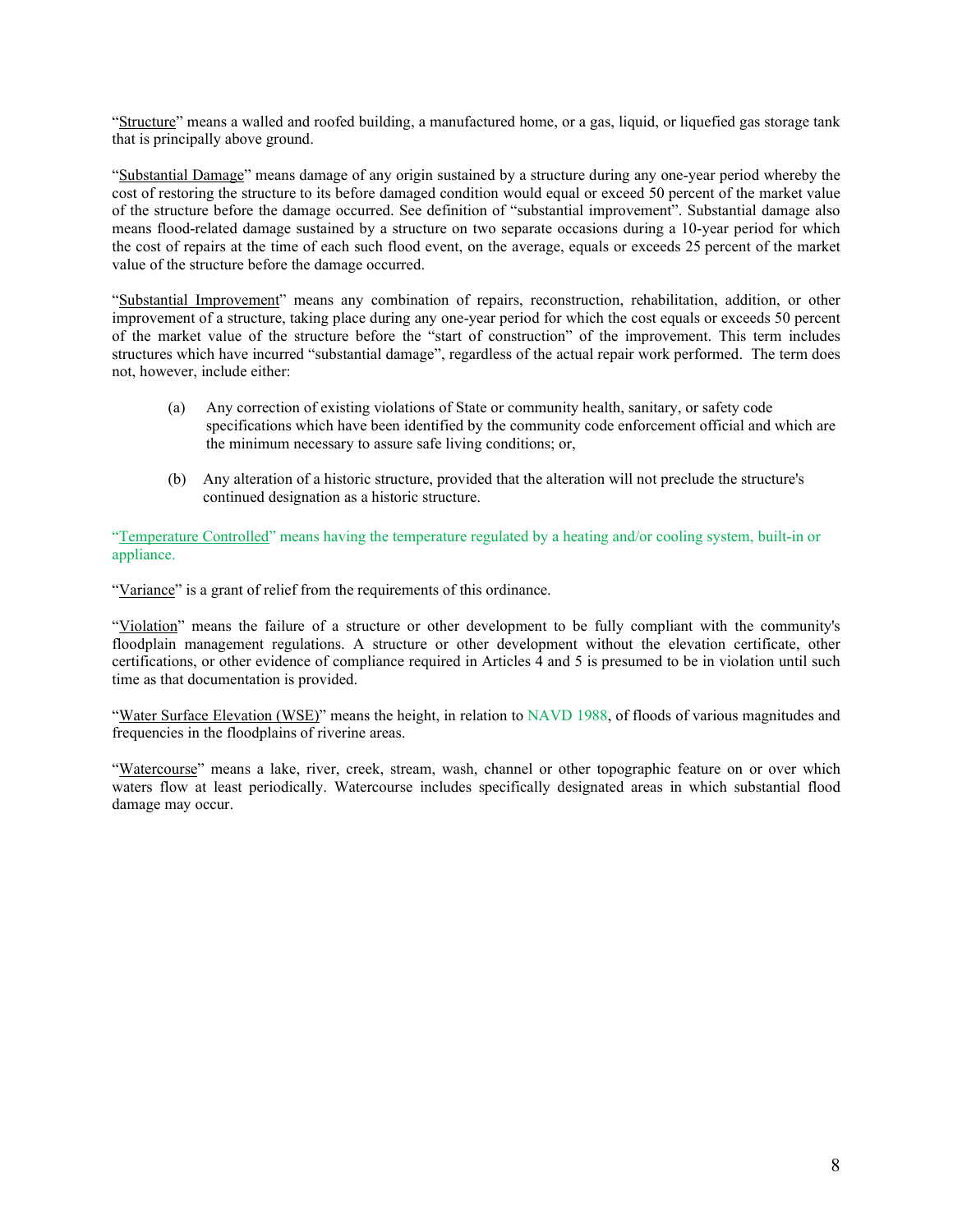"Structure" means a walled and roofed building, a manufactured home, or a gas, liquid, or liquefied gas storage tank that is principally above ground.

"Substantial Damage" means damage of any origin sustained by a structure during any one-year period whereby the cost of restoring the structure to its before damaged condition would equal or exceed 50 percent of the market value of the structure before the damage occurred. See definition of "substantial improvement". Substantial damage also means flood-related damage sustained by a structure on two separate occasions during a 10-year period for which the cost of repairs at the time of each such flood event, on the average, equals or exceeds 25 percent of the market value of the structure before the damage occurred.

"Substantial Improvement" means any combination of repairs, reconstruction, rehabilitation, addition, or other improvement of a structure, taking place during any one-year period for which the cost equals or exceeds 50 percent of the market value of the structure before the "start of construction" of the improvement. This term includes structures which have incurred "substantial damage", regardless of the actual repair work performed. The term does not, however, include either:

(a) Any correction of existing violations of State or community health, sanitary, or safety code specifications which have been identified by the community code enforcement official and which are the minimum necessary to assure safe living conditions; or,

(b) Any alteration of a historic structure, provided that the alteration will not preclude the structure's continued designation as a historic structure.

"Temperature Controlled" means having the temperature regulated by a heating and/or cooling system, built-in or appliance.

"Variance" is a grant of relief from the requirements of this ordinance.

"Violation" means the failure of a structure or other development to be fully compliant with the community's floodplain management regulations. A structure or other development without the elevation certificate, other certifications, or other evidence of compliance required in Articles 4 and 5 is presumed to be in violation until such time as that documentation is provided.

"Water Surface Elevation (WSE)" means the height, in relation to NAVD 1988, of floods of various magnitudes and frequencies in the floodplains of riverine areas.

"Watercourse" means a lake, river, creek, stream, wash, channel or other topographic feature on or over which waters flow at least periodically. Watercourse includes specifically designated areas in which substantial flood damage may occur.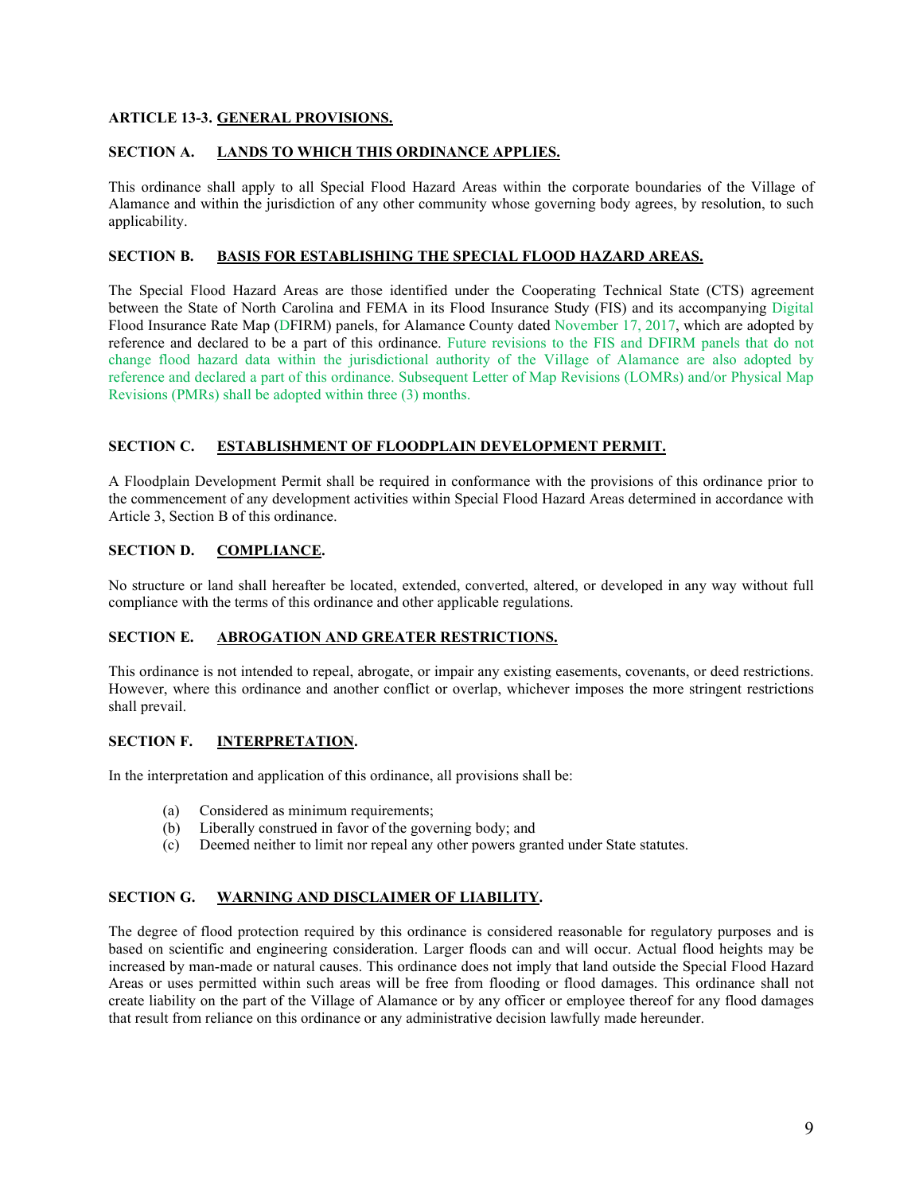## ARTICLE 13-3. GENERAL PROVISIONS.

### SECTION A. LANDS TO WHICH THIS ORDINANCE APPLIES.

This ordinance shall apply to all Special Flood Hazard Areas within the corporate boundaries of the Village of Alamance and within the jurisdiction of any other community whose governing body agrees, by resolution, to such applicability.

### SECTION B. BASIS FOR ESTABLISHING THE SPECIAL FLOOD HAZARD AREAS.

The Special Flood Hazard Areas are those identified under the Cooperating Technical State (CTS) agreement between the State of North Carolina and FEMA in its Flood Insurance Study (FIS) and its accompanying Digital Flood Insurance Rate Map (DFIRM) panels, for Alamance County dated November 17, 2017, which are adopted by reference and declared to be a part of this ordinance. Future revisions to the FIS and DFIRM panels that do not change flood hazard data within the jurisdictional authority of the Village of Alamance are also adopted by reference and declared a part of this ordinance. Subsequent Letter of Map Revisions (LOMRs) and/or Physical Map Revisions (PMRs) shall be adopted within three (3) months.

### SECTION C. ESTABLISHMENT OF FLOODPLAIN DEVELOPMENT PERMIT.

A Floodplain Development Permit shall be required in conformance with the provisions of this ordinance prior to the commencement of any development activities within Special Flood Hazard Areas determined in accordance with Article 3, Section B of this ordinance.

### SECTION D. COMPLIANCE.

No structure or land shall hereafter be located, extended, converted, altered, or developed in any way without full compliance with the terms of this ordinance and other applicable regulations.

### SECTION E. ABROGATION AND GREATER RESTRICTIONS.

This ordinance is not intended to repeal, abrogate, or impair any existing easements, covenants, or deed restrictions. However, where this ordinance and another conflict or overlap, whichever imposes the more stringent restrictions shall prevail.

### SECTION F. INTERPRETATION.

In the interpretation and application of this ordinance, all provisions shall be:

(a) Considered as minimum requirements;
(b) Liberally construed in favor of the governing body; and
(c) Deemed neither to limit nor repeal any other powers granted under State statutes.

### SECTION G. WARNING AND DISCLAIMER OF LIABILITY.

The degree of flood protection required by this ordinance is considered reasonable for regulatory purposes and is based on scientific and engineering consideration. Larger floods can and will occur. Actual flood heights may be increased by man-made or natural causes. This ordinance does not imply that land outside the Special Flood Hazard Areas or uses permitted within such areas will be free from flooding or flood damages. This ordinance shall not create liability on the part of the Village of Alamance or by any officer or employee thereof for any flood damages that result from reliance on this ordinance or any administrative decision lawfully made hereunder.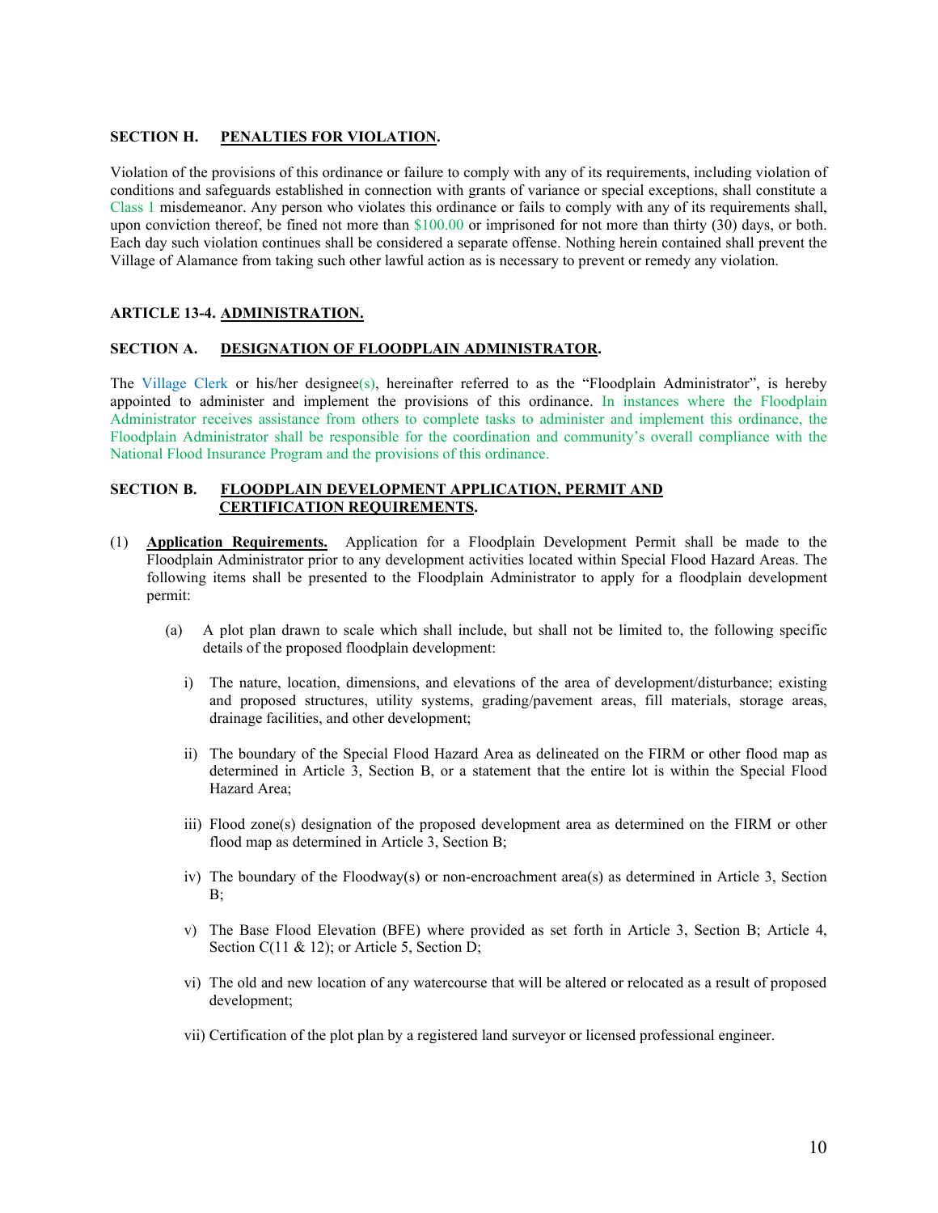**SECTION H. PENALTIES FOR VIOLATION.**

Violation of the provisions of this ordinance or failure to comply with any of its requirements, including violation of conditions and safeguards established in connection with grants of variance or special exceptions, shall constitute a Class 1 misdemeanor. Any person who violates this ordinance or fails to comply with any of its requirements shall, upon conviction thereof, be fined not more than $100.00 or imprisoned for not more than thirty (30) days, or both. Each day such violation continues shall be considered a separate offense. Nothing herein contained shall prevent the Village of Alamance from taking such other lawful action as is necessary to prevent or remedy any violation.

## ARTICLE 13-4. ADMINISTRATION.

**SECTION A. DESIGNATION OF FLOODPLAIN ADMINISTRATOR.**

The Village Clerk or his/her designee(s), hereinafter referred to as the "Floodplain Administrator", is hereby appointed to administer and implement the provisions of this ordinance. In instances where the Floodplain Administrator receives assistance from others to complete tasks to administer and implement this ordinance, the Floodplain Administrator shall be responsible for the coordination and community's overall compliance with the National Flood Insurance Program and the provisions of this ordinance.

**SECTION B. FLOODPLAIN DEVELOPMENT APPLICATION, PERMIT AND CERTIFICATION REQUIREMENTS.**

(1) **Application Requirements.** Application for a Floodplain Development Permit shall be made to the Floodplain Administrator prior to any development activities located within Special Flood Hazard Areas. The following items shall be presented to the Floodplain Administrator to apply for a floodplain development permit:

(a) A plot plan drawn to scale which shall include, but shall not be limited to, the following specific details of the proposed floodplain development:

i) The nature, location, dimensions, and elevations of the area of development/disturbance; existing and proposed structures, utility systems, grading/pavement areas, fill materials, storage areas, drainage facilities, and other development;

ii) The boundary of the Special Flood Hazard Area as delineated on the FIRM or other flood map as determined in Article 3, Section B, or a statement that the entire lot is within the Special Flood Hazard Area;

iii) Flood zone(s) designation of the proposed development area as determined on the FIRM or other flood map as determined in Article 3, Section B;

iv) The boundary of the Floodway(s) or non-encroachment area(s) as determined in Article 3, Section B;

v) The Base Flood Elevation (BFE) where provided as set forth in Article 3, Section B; Article 4, Section C(11 & 12); or Article 5, Section D;

vi) The old and new location of any watercourse that will be altered or relocated as a result of proposed development;

vii) Certification of the plot plan by a registered land surveyor or licensed professional engineer.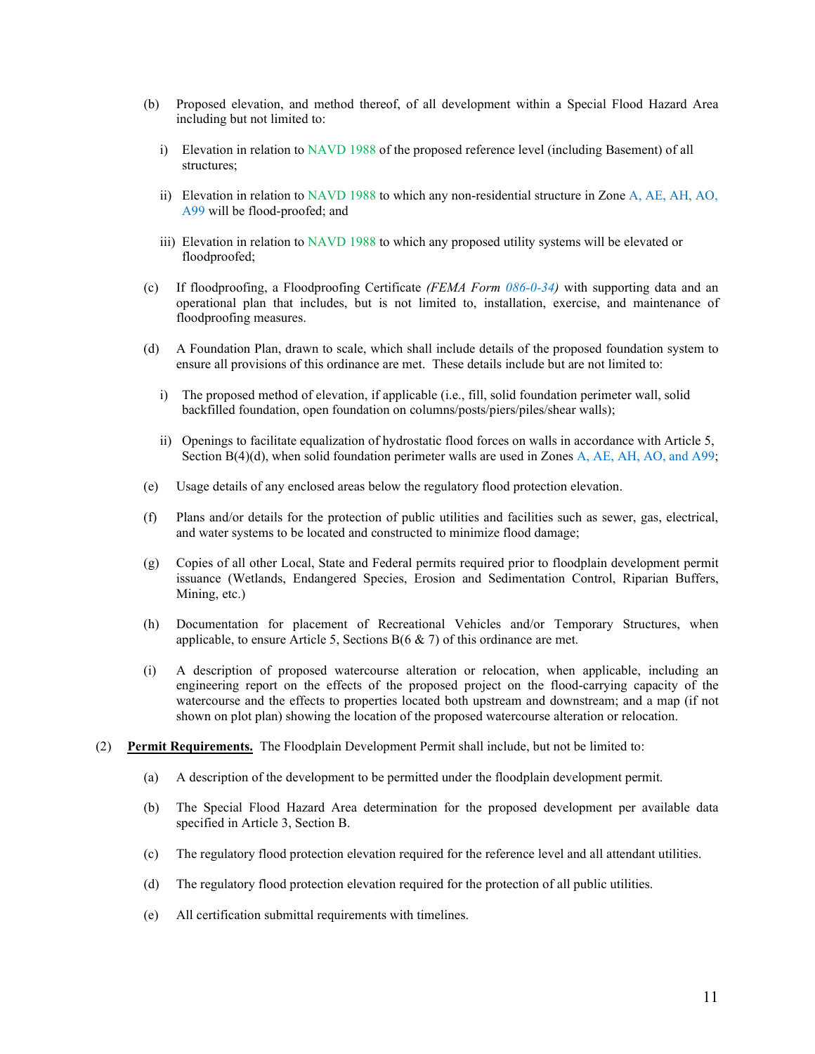(b) Proposed elevation, and method thereof, of all development within a Special Flood Hazard Area including but not limited to:

   i) Elevation in relation to NAVD 1988 of the proposed reference level (including Basement) of all structures;

   ii) Elevation in relation to NAVD 1988 to which any non-residential structure in Zone A, AE, AH, AO, A99 will be flood-proofed; and

   iii) Elevation in relation to NAVD 1988 to which any proposed utility systems will be elevated or floodproofed;

(c) If floodproofing, a Floodproofing Certificate *(FEMA Form 086-0-34)* with supporting data and an operational plan that includes, but is not limited to, installation, exercise, and maintenance of floodproofing measures.

(d) A Foundation Plan, drawn to scale, which shall include details of the proposed foundation system to ensure all provisions of this ordinance are met. These details include but are not limited to:

   i) The proposed method of elevation, if applicable (i.e., fill, solid foundation perimeter wall, solid backfilled foundation, open foundation on columns/posts/piers/piles/shear walls);

   ii) Openings to facilitate equalization of hydrostatic flood forces on walls in accordance with Article 5, Section B(4)(d), when solid foundation perimeter walls are used in Zones A, AE, AH, AO, and A99;

(e) Usage details of any enclosed areas below the regulatory flood protection elevation.

(f) Plans and/or details for the protection of public utilities and facilities such as sewer, gas, electrical, and water systems to be located and constructed to minimize flood damage;

(g) Copies of all other Local, State and Federal permits required prior to floodplain development permit issuance (Wetlands, Endangered Species, Erosion and Sedimentation Control, Riparian Buffers, Mining, etc.)

(h) Documentation for placement of Recreational Vehicles and/or Temporary Structures, when applicable, to ensure Article 5, Sections B(6 & 7) of this ordinance are met.

(i) A description of proposed watercourse alteration or relocation, when applicable, including an engineering report on the effects of the proposed project on the flood-carrying capacity of the watercourse and the effects to properties located both upstream and downstream; and a map (if not shown on plot plan) showing the location of the proposed watercourse alteration or relocation.

(2) **Permit Requirements.** The Floodplain Development Permit shall include, but not be limited to:

(a) A description of the development to be permitted under the floodplain development permit.

(b) The Special Flood Hazard Area determination for the proposed development per available data specified in Article 3, Section B.

(c) The regulatory flood protection elevation required for the reference level and all attendant utilities.

(d) The regulatory flood protection elevation required for the protection of all public utilities.

(e) All certification submittal requirements with timelines.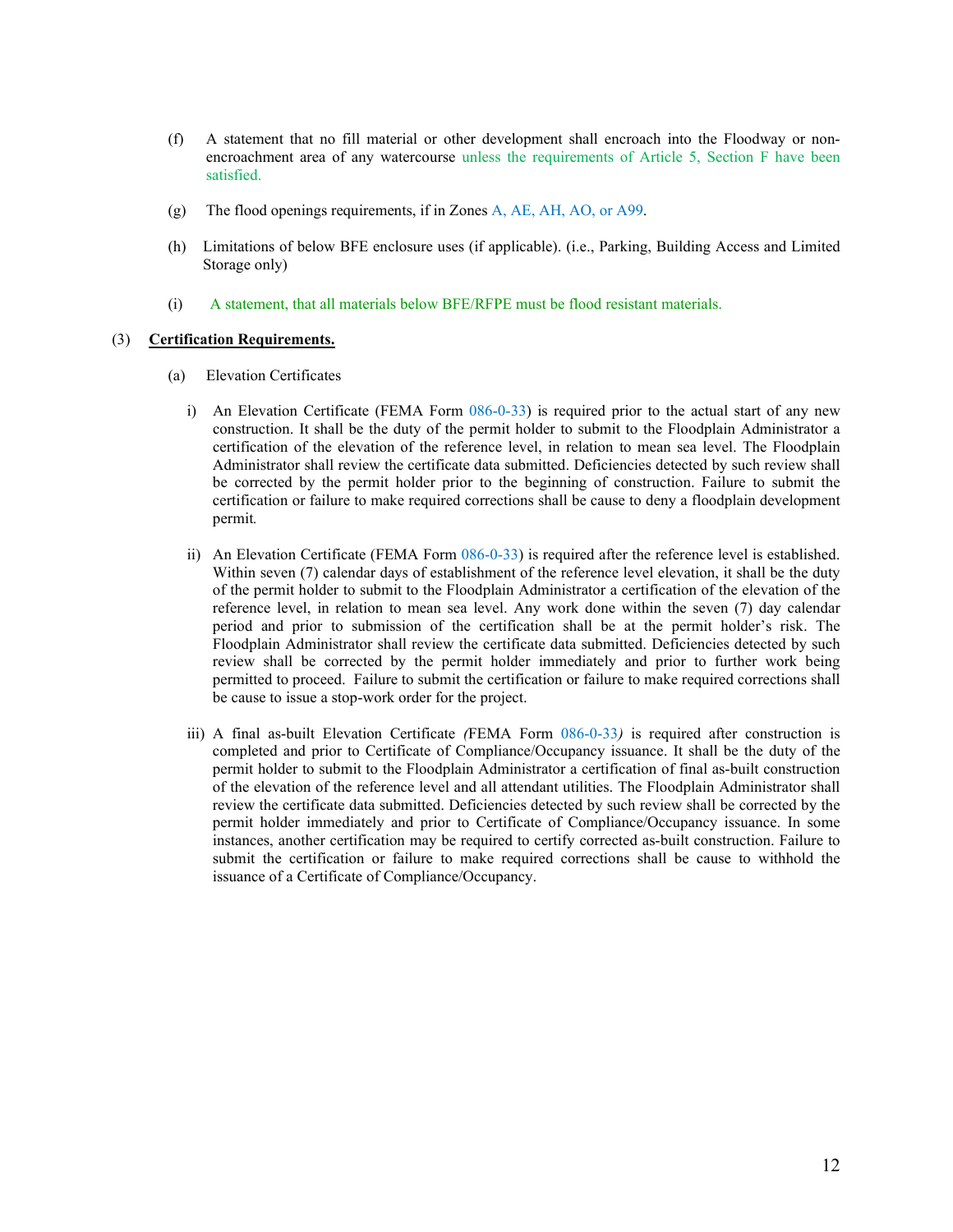(f) A statement that no fill material or other development shall encroach into the Floodway or non-encroachment area of any watercourse unless the requirements of Article 5, Section F have been satisfied.

(g) The flood openings requirements, if in Zones A, AE, AH, AO, or A99.

(h) Limitations of below BFE enclosure uses (if applicable). (i.e., Parking, Building Access and Limited Storage only)

(i) A statement, that all materials below BFE/RFPE must be flood resistant materials.

(3) **Certification Requirements.**

(a) Elevation Certificates

i) An Elevation Certificate (FEMA Form 086-0-33) is required prior to the actual start of any new construction. It shall be the duty of the permit holder to submit to the Floodplain Administrator a certification of the elevation of the reference level, in relation to mean sea level. The Floodplain Administrator shall review the certificate data submitted. Deficiencies detected by such review shall be corrected by the permit holder prior to the beginning of construction. Failure to submit the certification or failure to make required corrections shall be cause to deny a floodplain development permit.

ii) An Elevation Certificate (FEMA Form 086-0-33) is required after the reference level is established. Within seven (7) calendar days of establishment of the reference level elevation, it shall be the duty of the permit holder to submit to the Floodplain Administrator a certification of the elevation of the reference level, in relation to mean sea level. Any work done within the seven (7) day calendar period and prior to submission of the certification shall be at the permit holder's risk. The Floodplain Administrator shall review the certificate data submitted. Deficiencies detected by such review shall be corrected by the permit holder immediately and prior to further work being permitted to proceed. Failure to submit the certification or failure to make required corrections shall be cause to issue a stop-work order for the project.

iii) A final as-built Elevation Certificate *(*FEMA Form 086-0-33*)* is required after construction is completed and prior to Certificate of Compliance/Occupancy issuance. It shall be the duty of the permit holder to submit to the Floodplain Administrator a certification of final as-built construction of the elevation of the reference level and all attendant utilities. The Floodplain Administrator shall review the certificate data submitted. Deficiencies detected by such review shall be corrected by the permit holder immediately and prior to Certificate of Compliance/Occupancy issuance. In some instances, another certification may be required to certify corrected as-built construction. Failure to submit the certification or failure to make required corrections shall be cause to withhold the issuance of a Certificate of Compliance/Occupancy.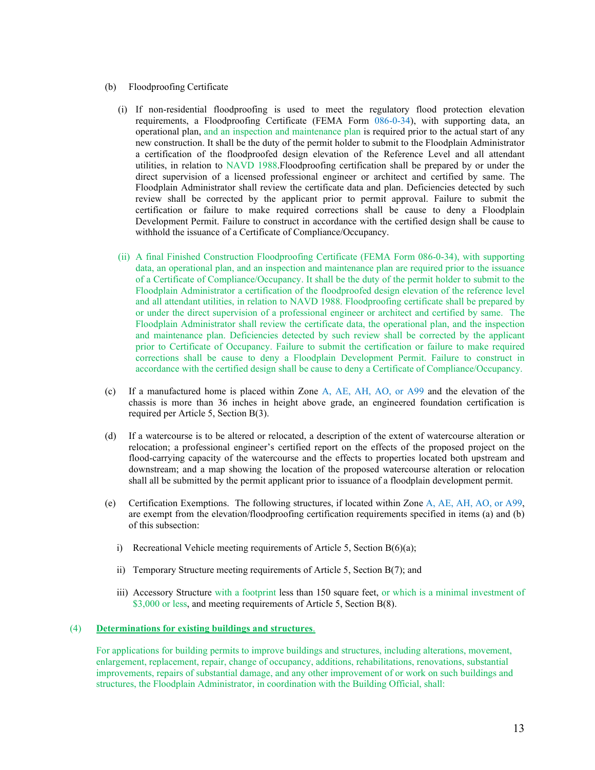(b) Floodproofing Certificate

(i) If non-residential floodproofing is used to meet the regulatory flood protection elevation requirements, a Floodproofing Certificate (FEMA Form 086-0-34), with supporting data, an operational plan, and an inspection and maintenance plan is required prior to the actual start of any new construction. It shall be the duty of the permit holder to submit to the Floodplain Administrator a certification of the floodproofed design elevation of the Reference Level and all attendant utilities, in relation to NAVD 1988.Floodproofing certification shall be prepared by or under the direct supervision of a licensed professional engineer or architect and certified by same. The Floodplain Administrator shall review the certificate data and plan. Deficiencies detected by such review shall be corrected by the applicant prior to permit approval. Failure to submit the certification or failure to make required corrections shall be cause to deny a Floodplain Development Permit. Failure to construct in accordance with the certified design shall be cause to withhold the issuance of a Certificate of Compliance/Occupancy.

(ii) A final Finished Construction Floodproofing Certificate (FEMA Form 086-0-34), with supporting data, an operational plan, and an inspection and maintenance plan are required prior to the issuance of a Certificate of Compliance/Occupancy. It shall be the duty of the permit holder to submit to the Floodplain Administrator a certification of the floodproofed design elevation of the reference level and all attendant utilities, in relation to NAVD 1988. Floodproofing certificate shall be prepared by or under the direct supervision of a professional engineer or architect and certified by same. The Floodplain Administrator shall review the certificate data, the operational plan, and the inspection and maintenance plan. Deficiencies detected by such review shall be corrected by the applicant prior to Certificate of Occupancy. Failure to submit the certification or failure to make required corrections shall be cause to deny a Floodplain Development Permit. Failure to construct in accordance with the certified design shall be cause to deny a Certificate of Compliance/Occupancy.

(c) If a manufactured home is placed within Zone A, AE, AH, AO, or A99 and the elevation of the chassis is more than 36 inches in height above grade, an engineered foundation certification is required per Article 5, Section B(3).

(d) If a watercourse is to be altered or relocated, a description of the extent of watercourse alteration or relocation; a professional engineer's certified report on the effects of the proposed project on the flood-carrying capacity of the watercourse and the effects to properties located both upstream and downstream; and a map showing the location of the proposed watercourse alteration or relocation shall all be submitted by the permit applicant prior to issuance of a floodplain development permit.

(e) Certification Exemptions. The following structures, if located within Zone A, AE, AH, AO, or A99, are exempt from the elevation/floodproofing certification requirements specified in items (a) and (b) of this subsection:

i) Recreational Vehicle meeting requirements of Article 5, Section B(6)(a);

ii) Temporary Structure meeting requirements of Article 5, Section B(7); and

iii) Accessory Structure with a footprint less than 150 square feet, or which is a minimal investment of $3,000 or less, and meeting requirements of Article 5, Section B(8).

(4) **Determinations for existing buildings and structures.**

For applications for building permits to improve buildings and structures, including alterations, movement, enlargement, replacement, repair, change of occupancy, additions, rehabilitations, renovations, substantial improvements, repairs of substantial damage, and any other improvement of or work on such buildings and structures, the Floodplain Administrator, in coordination with the Building Official, shall: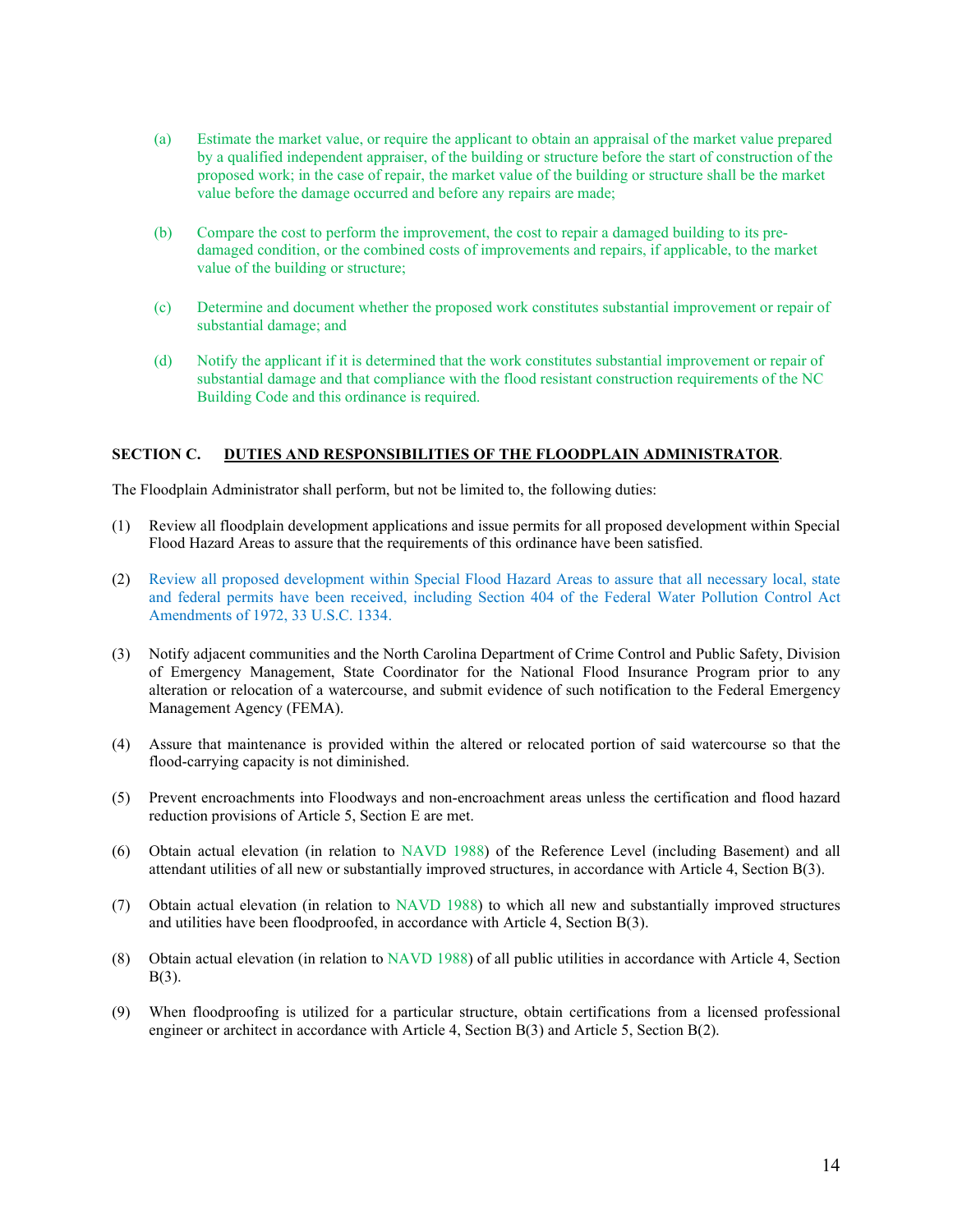(a) Estimate the market value, or require the applicant to obtain an appraisal of the market value prepared by a qualified independent appraiser, of the building or structure before the start of construction of the proposed work; in the case of repair, the market value of the building or structure shall be the market value before the damage occurred and before any repairs are made;

(b) Compare the cost to perform the improvement, the cost to repair a damaged building to its pre-damaged condition, or the combined costs of improvements and repairs, if applicable, to the market value of the building or structure;

(c) Determine and document whether the proposed work constitutes substantial improvement or repair of substantial damage; and

(d) Notify the applicant if it is determined that the work constitutes substantial improvement or repair of substantial damage and that compliance with the flood resistant construction requirements of the NC Building Code and this ordinance is required.

**SECTION C. <u>DUTIES AND RESPONSIBILITIES OF THE FLOODPLAIN ADMINISTRATOR</u>.**

The Floodplain Administrator shall perform, but not be limited to, the following duties:

(1) Review all floodplain development applications and issue permits for all proposed development within Special Flood Hazard Areas to assure that the requirements of this ordinance have been satisfied.

(2) Review all proposed development within Special Flood Hazard Areas to assure that all necessary local, state and federal permits have been received, including Section 404 of the Federal Water Pollution Control Act Amendments of 1972, 33 U.S.C. 1334.

(3) Notify adjacent communities and the North Carolina Department of Crime Control and Public Safety, Division of Emergency Management, State Coordinator for the National Flood Insurance Program prior to any alteration or relocation of a watercourse, and submit evidence of such notification to the Federal Emergency Management Agency (FEMA).

(4) Assure that maintenance is provided within the altered or relocated portion of said watercourse so that the flood-carrying capacity is not diminished.

(5) Prevent encroachments into Floodways and non-encroachment areas unless the certification and flood hazard reduction provisions of Article 5, Section E are met.

(6) Obtain actual elevation (in relation to NAVD 1988) of the Reference Level (including Basement) and all attendant utilities of all new or substantially improved structures, in accordance with Article 4, Section B(3).

(7) Obtain actual elevation (in relation to NAVD 1988) to which all new and substantially improved structures and utilities have been floodproofed, in accordance with Article 4, Section B(3).

(8) Obtain actual elevation (in relation to NAVD 1988) of all public utilities in accordance with Article 4, Section B(3).

(9) When floodproofing is utilized for a particular structure, obtain certifications from a licensed professional engineer or architect in accordance with Article 4, Section B(3) and Article 5, Section B(2).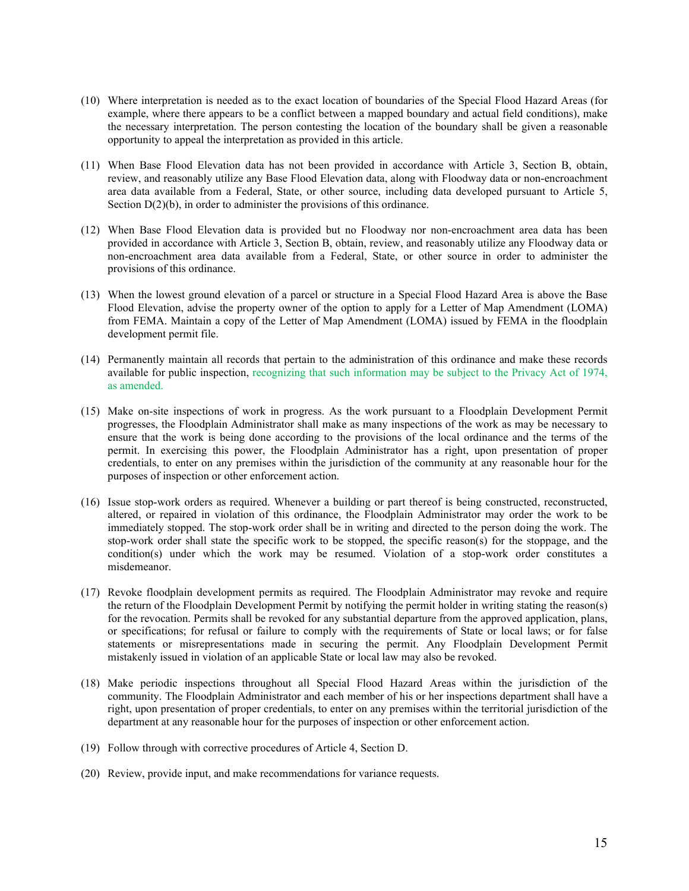(10) Where interpretation is needed as to the exact location of boundaries of the Special Flood Hazard Areas (for example, where there appears to be a conflict between a mapped boundary and actual field conditions), make the necessary interpretation. The person contesting the location of the boundary shall be given a reasonable opportunity to appeal the interpretation as provided in this article.

(11) When Base Flood Elevation data has not been provided in accordance with Article 3, Section B, obtain, review, and reasonably utilize any Base Flood Elevation data, along with Floodway data or non-encroachment area data available from a Federal, State, or other source, including data developed pursuant to Article 5, Section D(2)(b), in order to administer the provisions of this ordinance.

(12) When Base Flood Elevation data is provided but no Floodway nor non-encroachment area data has been provided in accordance with Article 3, Section B, obtain, review, and reasonably utilize any Floodway data or non-encroachment area data available from a Federal, State, or other source in order to administer the provisions of this ordinance.

(13) When the lowest ground elevation of a parcel or structure in a Special Flood Hazard Area is above the Base Flood Elevation, advise the property owner of the option to apply for a Letter of Map Amendment (LOMA) from FEMA. Maintain a copy of the Letter of Map Amendment (LOMA) issued by FEMA in the floodplain development permit file.

(14) Permanently maintain all records that pertain to the administration of this ordinance and make these records available for public inspection, recognizing that such information may be subject to the Privacy Act of 1974, as amended.

(15) Make on-site inspections of work in progress. As the work pursuant to a Floodplain Development Permit progresses, the Floodplain Administrator shall make as many inspections of the work as may be necessary to ensure that the work is being done according to the provisions of the local ordinance and the terms of the permit. In exercising this power, the Floodplain Administrator has a right, upon presentation of proper credentials, to enter on any premises within the jurisdiction of the community at any reasonable hour for the purposes of inspection or other enforcement action.

(16) Issue stop-work orders as required. Whenever a building or part thereof is being constructed, reconstructed, altered, or repaired in violation of this ordinance, the Floodplain Administrator may order the work to be immediately stopped. The stop-work order shall be in writing and directed to the person doing the work. The stop-work order shall state the specific work to be stopped, the specific reason(s) for the stoppage, and the condition(s) under which the work may be resumed. Violation of a stop-work order constitutes a misdemeanor.

(17) Revoke floodplain development permits as required. The Floodplain Administrator may revoke and require the return of the Floodplain Development Permit by notifying the permit holder in writing stating the reason(s) for the revocation. Permits shall be revoked for any substantial departure from the approved application, plans, or specifications; for refusal or failure to comply with the requirements of State or local laws; or for false statements or misrepresentations made in securing the permit. Any Floodplain Development Permit mistakenly issued in violation of an applicable State or local law may also be revoked.

(18) Make periodic inspections throughout all Special Flood Hazard Areas within the jurisdiction of the community. The Floodplain Administrator and each member of his or her inspections department shall have a right, upon presentation of proper credentials, to enter on any premises within the territorial jurisdiction of the department at any reasonable hour for the purposes of inspection or other enforcement action.

(19) Follow through with corrective procedures of Article 4, Section D.

(20) Review, provide input, and make recommendations for variance requests.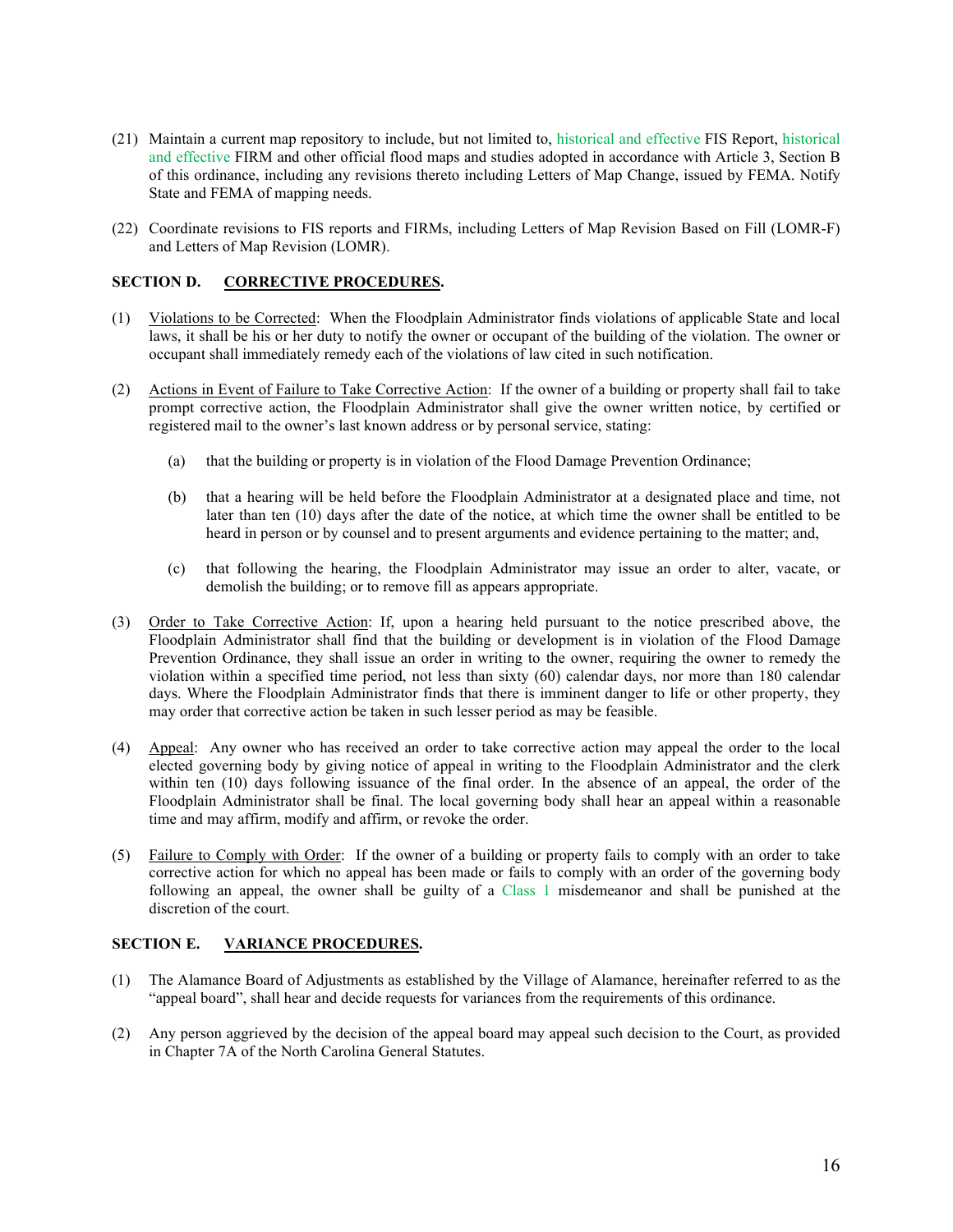(21) Maintain a current map repository to include, but not limited to, historical and effective FIS Report, historical and effective FIRM and other official flood maps and studies adopted in accordance with Article 3, Section B of this ordinance, including any revisions thereto including Letters of Map Change, issued by FEMA. Notify State and FEMA of mapping needs.

(22) Coordinate revisions to FIS reports and FIRMs, including Letters of Map Revision Based on Fill (LOMR-F) and Letters of Map Revision (LOMR).

**SECTION D. CORRECTIVE PROCEDURES.**

(1) Violations to be Corrected: When the Floodplain Administrator finds violations of applicable State and local laws, it shall be his or her duty to notify the owner or occupant of the building of the violation. The owner or occupant shall immediately remedy each of the violations of law cited in such notification.

(2) Actions in Event of Failure to Take Corrective Action: If the owner of a building or property shall fail to take prompt corrective action, the Floodplain Administrator shall give the owner written notice, by certified or registered mail to the owner's last known address or by personal service, stating:

(a) that the building or property is in violation of the Flood Damage Prevention Ordinance;

(b) that a hearing will be held before the Floodplain Administrator at a designated place and time, not later than ten (10) days after the date of the notice, at which time the owner shall be entitled to be heard in person or by counsel and to present arguments and evidence pertaining to the matter; and,

(c) that following the hearing, the Floodplain Administrator may issue an order to alter, vacate, or demolish the building; or to remove fill as appears appropriate.

(3) Order to Take Corrective Action: If, upon a hearing held pursuant to the notice prescribed above, the Floodplain Administrator shall find that the building or development is in violation of the Flood Damage Prevention Ordinance, they shall issue an order in writing to the owner, requiring the owner to remedy the violation within a specified time period, not less than sixty (60) calendar days, nor more than 180 calendar days. Where the Floodplain Administrator finds that there is imminent danger to life or other property, they may order that corrective action be taken in such lesser period as may be feasible.

(4) Appeal: Any owner who has received an order to take corrective action may appeal the order to the local elected governing body by giving notice of appeal in writing to the Floodplain Administrator and the clerk within ten (10) days following issuance of the final order. In the absence of an appeal, the order of the Floodplain Administrator shall be final. The local governing body shall hear an appeal within a reasonable time and may affirm, modify and affirm, or revoke the order.

(5) Failure to Comply with Order: If the owner of a building or property fails to comply with an order to take corrective action for which no appeal has been made or fails to comply with an order of the governing body following an appeal, the owner shall be guilty of a Class 1 misdemeanor and shall be punished at the discretion of the court.

**SECTION E. VARIANCE PROCEDURES.**

(1) The Alamance Board of Adjustments as established by the Village of Alamance, hereinafter referred to as the "appeal board", shall hear and decide requests for variances from the requirements of this ordinance.

(2) Any person aggrieved by the decision of the appeal board may appeal such decision to the Court, as provided in Chapter 7A of the North Carolina General Statutes.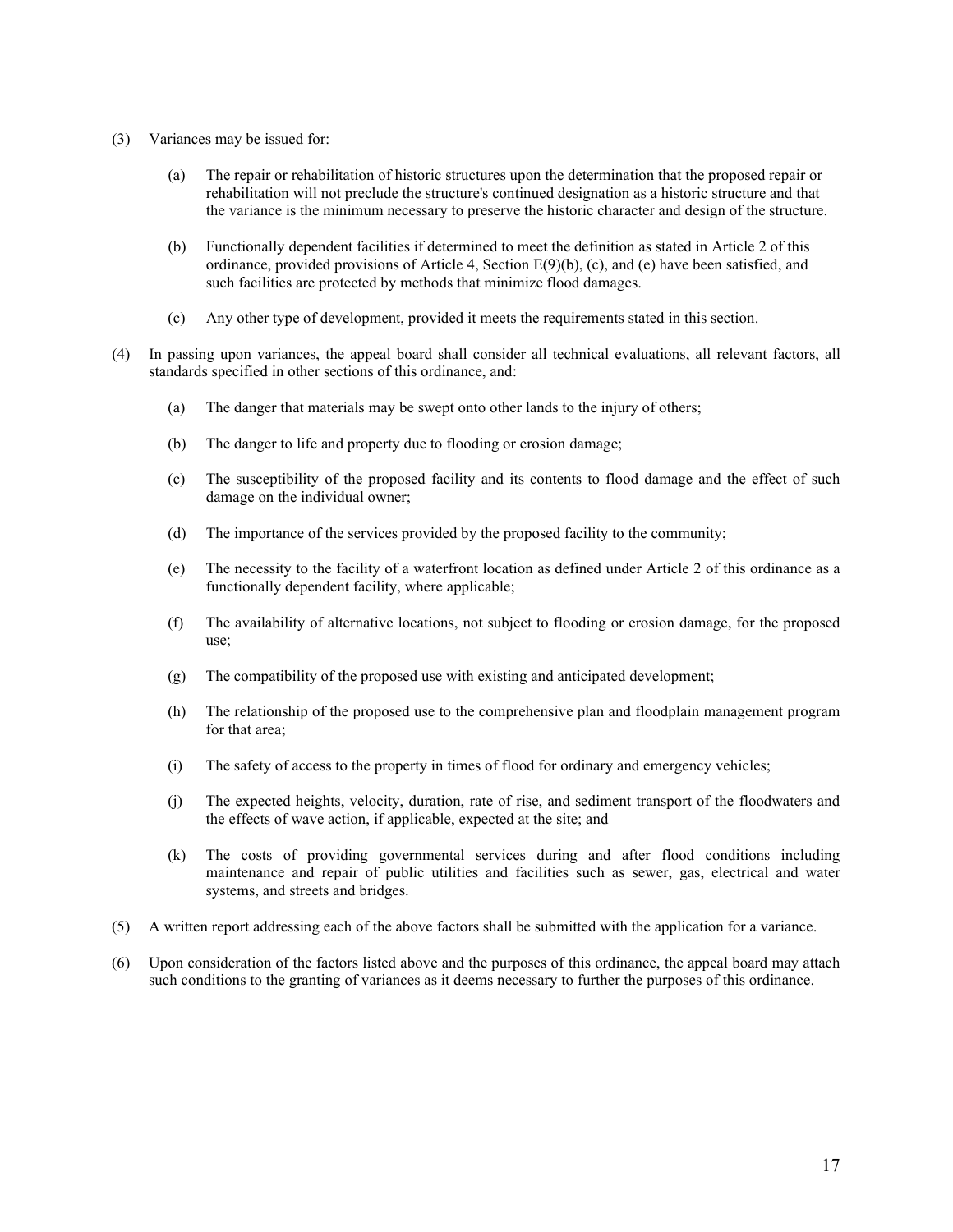(3) Variances may be issued for:

  (a) The repair or rehabilitation of historic structures upon the determination that the proposed repair or rehabilitation will not preclude the structure's continued designation as a historic structure and that the variance is the minimum necessary to preserve the historic character and design of the structure.

  (b) Functionally dependent facilities if determined to meet the definition as stated in Article 2 of this ordinance, provided provisions of Article 4, Section E(9)(b), (c), and (e) have been satisfied, and such facilities are protected by methods that minimize flood damages.

  (c) Any other type of development, provided it meets the requirements stated in this section.

(4) In passing upon variances, the appeal board shall consider all technical evaluations, all relevant factors, all standards specified in other sections of this ordinance, and:

  (a) The danger that materials may be swept onto other lands to the injury of others;

  (b) The danger to life and property due to flooding or erosion damage;

  (c) The susceptibility of the proposed facility and its contents to flood damage and the effect of such damage on the individual owner;

  (d) The importance of the services provided by the proposed facility to the community;

  (e) The necessity to the facility of a waterfront location as defined under Article 2 of this ordinance as a functionally dependent facility, where applicable;

  (f) The availability of alternative locations, not subject to flooding or erosion damage, for the proposed use;

  (g) The compatibility of the proposed use with existing and anticipated development;

  (h) The relationship of the proposed use to the comprehensive plan and floodplain management program for that area;

  (i) The safety of access to the property in times of flood for ordinary and emergency vehicles;

  (j) The expected heights, velocity, duration, rate of rise, and sediment transport of the floodwaters and the effects of wave action, if applicable, expected at the site; and

  (k) The costs of providing governmental services during and after flood conditions including maintenance and repair of public utilities and facilities such as sewer, gas, electrical and water systems, and streets and bridges.

(5) A written report addressing each of the above factors shall be submitted with the application for a variance.

(6) Upon consideration of the factors listed above and the purposes of this ordinance, the appeal board may attach such conditions to the granting of variances as it deems necessary to further the purposes of this ordinance.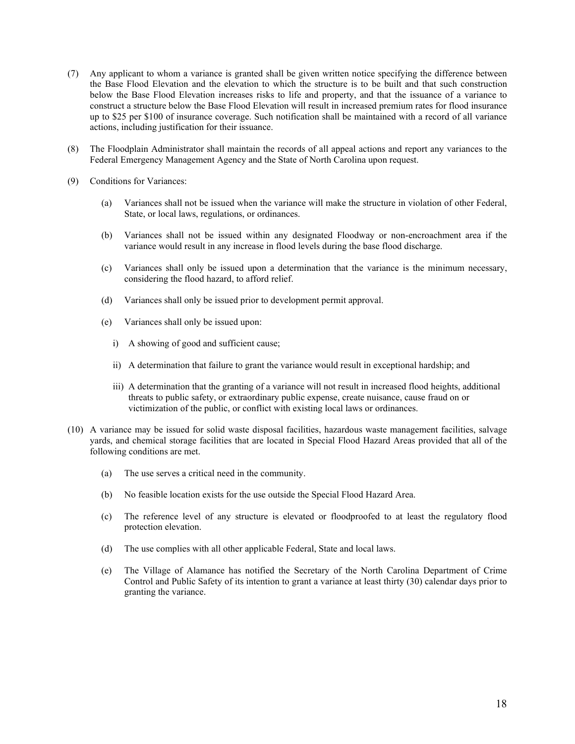(7) Any applicant to whom a variance is granted shall be given written notice specifying the difference between the Base Flood Elevation and the elevation to which the structure is to be built and that such construction below the Base Flood Elevation increases risks to life and property, and that the issuance of a variance to construct a structure below the Base Flood Elevation will result in increased premium rates for flood insurance up to $25 per $100 of insurance coverage. Such notification shall be maintained with a record of all variance actions, including justification for their issuance.

(8) The Floodplain Administrator shall maintain the records of all appeal actions and report any variances to the Federal Emergency Management Agency and the State of North Carolina upon request.

(9) Conditions for Variances:

  (a) Variances shall not be issued when the variance will make the structure in violation of other Federal, State, or local laws, regulations, or ordinances.

  (b) Variances shall not be issued within any designated Floodway or non-encroachment area if the variance would result in any increase in flood levels during the base flood discharge.

  (c) Variances shall only be issued upon a determination that the variance is the minimum necessary, considering the flood hazard, to afford relief.

  (d) Variances shall only be issued prior to development permit approval.

  (e) Variances shall only be issued upon:

    i) A showing of good and sufficient cause;

    ii) A determination that failure to grant the variance would result in exceptional hardship; and

    iii) A determination that the granting of a variance will not result in increased flood heights, additional threats to public safety, or extraordinary public expense, create nuisance, cause fraud on or victimization of the public, or conflict with existing local laws or ordinances.

(10) A variance may be issued for solid waste disposal facilities, hazardous waste management facilities, salvage yards, and chemical storage facilities that are located in Special Flood Hazard Areas provided that all of the following conditions are met.

  (a) The use serves a critical need in the community.

  (b) No feasible location exists for the use outside the Special Flood Hazard Area.

  (c) The reference level of any structure is elevated or floodproofed to at least the regulatory flood protection elevation.

  (d) The use complies with all other applicable Federal, State and local laws.

  (e) The Village of Alamance has notified the Secretary of the North Carolina Department of Crime Control and Public Safety of its intention to grant a variance at least thirty (30) calendar days prior to granting the variance.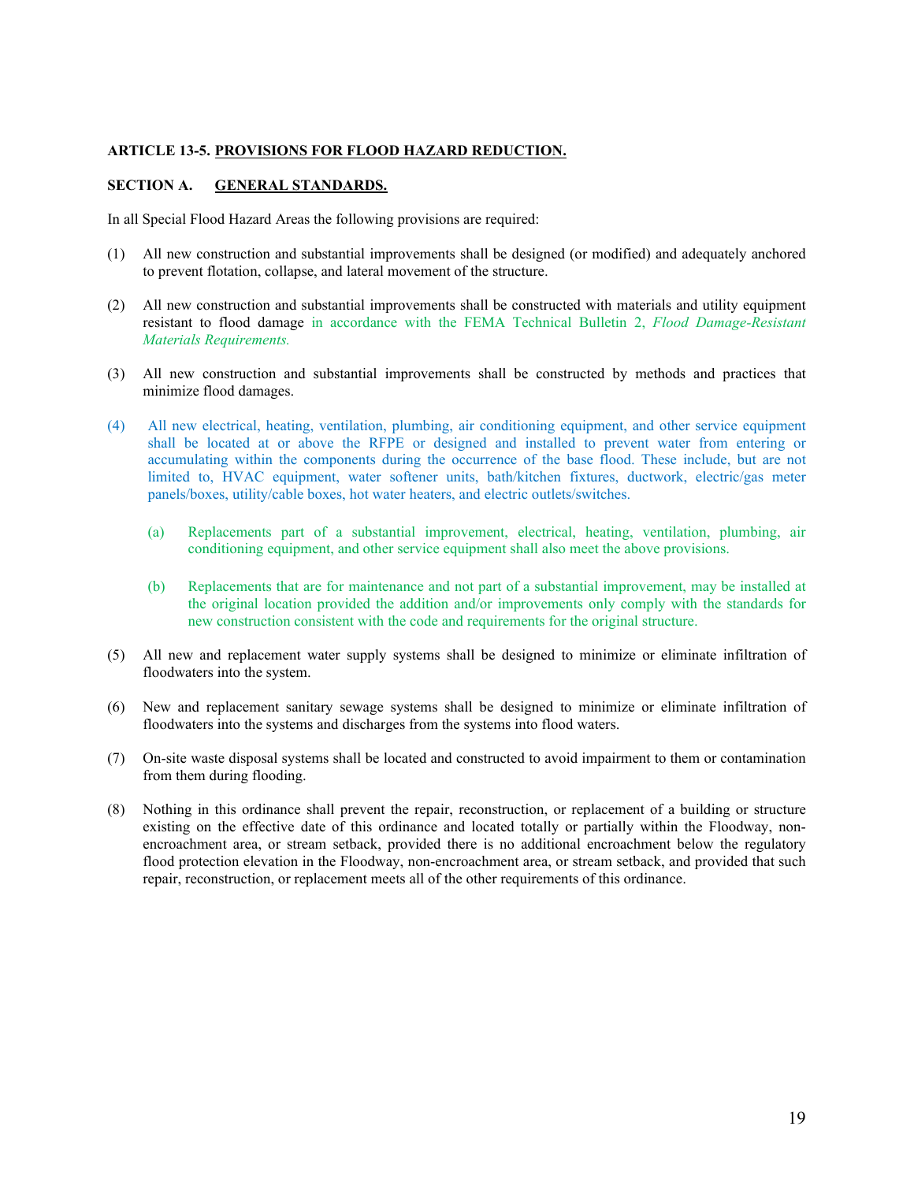**ARTICLE 13-5. <u>PROVISIONS FOR FLOOD HAZARD REDUCTION.</u>**

**SECTION A. <u>GENERAL STANDARDS.</u>**

In all Special Flood Hazard Areas the following provisions are required:

(1) All new construction and substantial improvements shall be designed (or modified) and adequately anchored to prevent flotation, collapse, and lateral movement of the structure.

(2) All new construction and substantial improvements shall be constructed with materials and utility equipment resistant to flood damage in accordance with the FEMA Technical Bulletin 2, *Flood Damage-Resistant Materials Requirements.*

(3) All new construction and substantial improvements shall be constructed by methods and practices that minimize flood damages.

(4) All new electrical, heating, ventilation, plumbing, air conditioning equipment, and other service equipment shall be located at or above the RFPE or designed and installed to prevent water from entering or accumulating within the components during the occurrence of the base flood. These include, but are not limited to, HVAC equipment, water softener units, bath/kitchen fixtures, ductwork, electric/gas meter panels/boxes, utility/cable boxes, hot water heaters, and electric outlets/switches.

   (a) Replacements part of a substantial improvement, electrical, heating, ventilation, plumbing, air conditioning equipment, and other service equipment shall also meet the above provisions.

   (b) Replacements that are for maintenance and not part of a substantial improvement, may be installed at the original location provided the addition and/or improvements only comply with the standards for new construction consistent with the code and requirements for the original structure.

(5) All new and replacement water supply systems shall be designed to minimize or eliminate infiltration of floodwaters into the system.

(6) New and replacement sanitary sewage systems shall be designed to minimize or eliminate infiltration of floodwaters into the systems and discharges from the systems into flood waters.

(7) On-site waste disposal systems shall be located and constructed to avoid impairment to them or contamination from them during flooding.

(8) Nothing in this ordinance shall prevent the repair, reconstruction, or replacement of a building or structure existing on the effective date of this ordinance and located totally or partially within the Floodway, non-encroachment area, or stream setback, provided there is no additional encroachment below the regulatory flood protection elevation in the Floodway, non-encroachment area, or stream setback, and provided that such repair, reconstruction, or replacement meets all of the other requirements of this ordinance.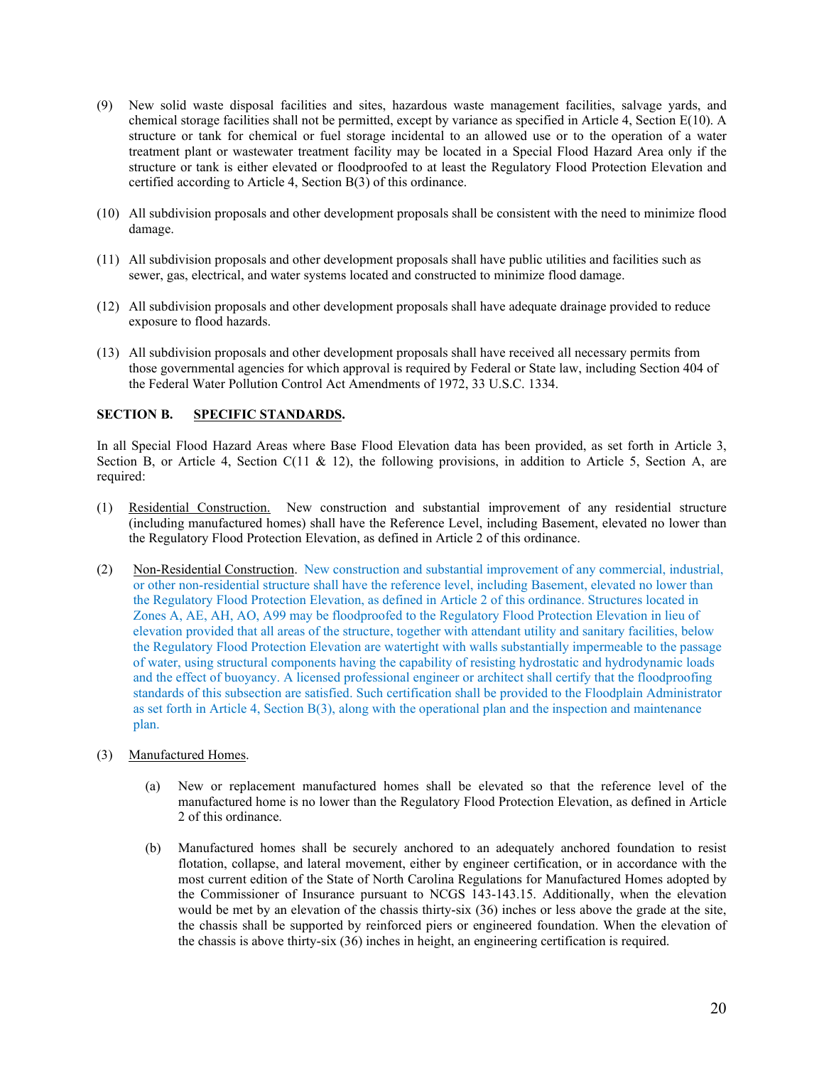(9) New solid waste disposal facilities and sites, hazardous waste management facilities, salvage yards, and chemical storage facilities shall not be permitted, except by variance as specified in Article 4, Section E(10). A structure or tank for chemical or fuel storage incidental to an allowed use or to the operation of a water treatment plant or wastewater treatment facility may be located in a Special Flood Hazard Area only if the structure or tank is either elevated or floodproofed to at least the Regulatory Flood Protection Elevation and certified according to Article 4, Section B(3) of this ordinance.

(10) All subdivision proposals and other development proposals shall be consistent with the need to minimize flood damage.

(11) All subdivision proposals and other development proposals shall have public utilities and facilities such as sewer, gas, electrical, and water systems located and constructed to minimize flood damage.

(12) All subdivision proposals and other development proposals shall have adequate drainage provided to reduce exposure to flood hazards.

(13) All subdivision proposals and other development proposals shall have received all necessary permits from those governmental agencies for which approval is required by Federal or State law, including Section 404 of the Federal Water Pollution Control Act Amendments of 1972, 33 U.S.C. 1334.

**SECTION B. SPECIFIC STANDARDS.**

In all Special Flood Hazard Areas where Base Flood Elevation data has been provided, as set forth in Article 3, Section B, or Article 4, Section C(11 & 12), the following provisions, in addition to Article 5, Section A, are required:

(1) Residential Construction. New construction and substantial improvement of any residential structure (including manufactured homes) shall have the Reference Level, including Basement, elevated no lower than the Regulatory Flood Protection Elevation, as defined in Article 2 of this ordinance.

(2) Non-Residential Construction. New construction and substantial improvement of any commercial, industrial, or other non-residential structure shall have the reference level, including Basement, elevated no lower than the Regulatory Flood Protection Elevation, as defined in Article 2 of this ordinance. Structures located in Zones A, AE, AH, AO, A99 may be floodproofed to the Regulatory Flood Protection Elevation in lieu of elevation provided that all areas of the structure, together with attendant utility and sanitary facilities, below the Regulatory Flood Protection Elevation are watertight with walls substantially impermeable to the passage of water, using structural components having the capability of resisting hydrostatic and hydrodynamic loads and the effect of buoyancy. A licensed professional engineer or architect shall certify that the floodproofing standards of this subsection are satisfied. Such certification shall be provided to the Floodplain Administrator as set forth in Article 4, Section B(3), along with the operational plan and the inspection and maintenance plan.

(3) Manufactured Homes.

(a) New or replacement manufactured homes shall be elevated so that the reference level of the manufactured home is no lower than the Regulatory Flood Protection Elevation, as defined in Article 2 of this ordinance.

(b) Manufactured homes shall be securely anchored to an adequately anchored foundation to resist flotation, collapse, and lateral movement, either by engineer certification, or in accordance with the most current edition of the State of North Carolina Regulations for Manufactured Homes adopted by the Commissioner of Insurance pursuant to NCGS 143-143.15. Additionally, when the elevation would be met by an elevation of the chassis thirty-six (36) inches or less above the grade at the site, the chassis shall be supported by reinforced piers or engineered foundation. When the elevation of the chassis is above thirty-six (36) inches in height, an engineering certification is required.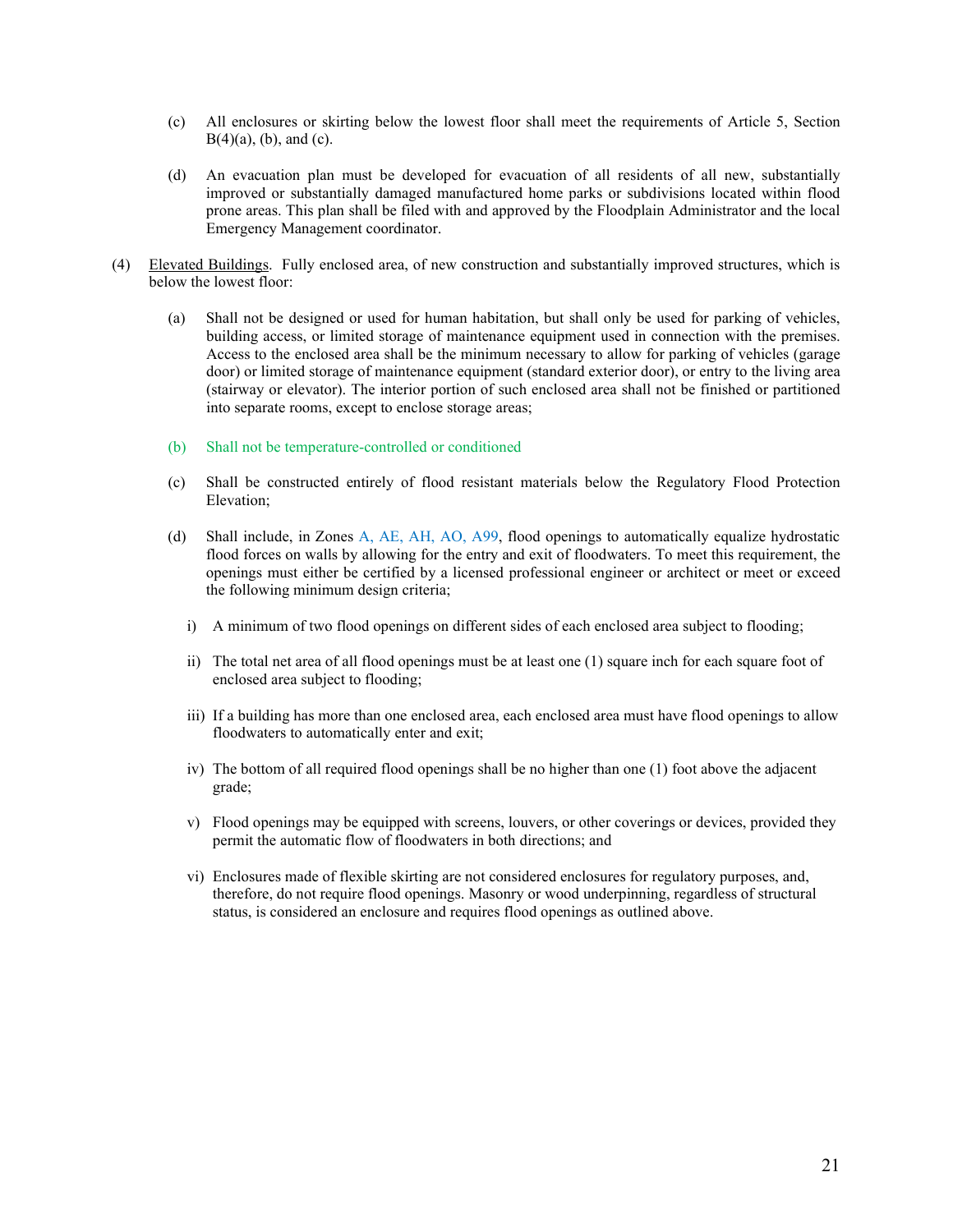(c) All enclosures or skirting below the lowest floor shall meet the requirements of Article 5, Section B(4)(a), (b), and (c).

(d) An evacuation plan must be developed for evacuation of all residents of all new, substantially improved or substantially damaged manufactured home parks or subdivisions located within flood prone areas. This plan shall be filed with and approved by the Floodplain Administrator and the local Emergency Management coordinator.

(4) Elevated Buildings. Fully enclosed area, of new construction and substantially improved structures, which is below the lowest floor:

(a) Shall not be designed or used for human habitation, but shall only be used for parking of vehicles, building access, or limited storage of maintenance equipment used in connection with the premises. Access to the enclosed area shall be the minimum necessary to allow for parking of vehicles (garage door) or limited storage of maintenance equipment (standard exterior door), or entry to the living area (stairway or elevator). The interior portion of such enclosed area shall not be finished or partitioned into separate rooms, except to enclose storage areas;

(b) Shall not be temperature-controlled or conditioned

(c) Shall be constructed entirely of flood resistant materials below the Regulatory Flood Protection Elevation;

(d) Shall include, in Zones A, AE, AH, AO, A99, flood openings to automatically equalize hydrostatic flood forces on walls by allowing for the entry and exit of floodwaters. To meet this requirement, the openings must either be certified by a licensed professional engineer or architect or meet or exceed the following minimum design criteria;

i) A minimum of two flood openings on different sides of each enclosed area subject to flooding;

ii) The total net area of all flood openings must be at least one (1) square inch for each square foot of enclosed area subject to flooding;

iii) If a building has more than one enclosed area, each enclosed area must have flood openings to allow floodwaters to automatically enter and exit;

iv) The bottom of all required flood openings shall be no higher than one (1) foot above the adjacent grade;

v) Flood openings may be equipped with screens, louvers, or other coverings or devices, provided they permit the automatic flow of floodwaters in both directions; and

vi) Enclosures made of flexible skirting are not considered enclosures for regulatory purposes, and, therefore, do not require flood openings. Masonry or wood underpinning, regardless of structural status, is considered an enclosure and requires flood openings as outlined above.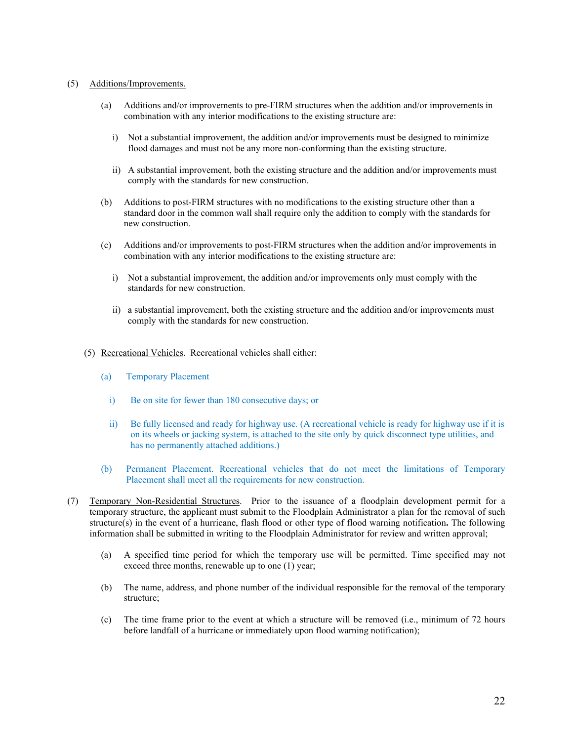(5) <u>Additions/Improvements.</u>

(a) Additions and/or improvements to pre-FIRM structures when the addition and/or improvements in combination with any interior modifications to the existing structure are:

i) Not a substantial improvement, the addition and/or improvements must be designed to minimize flood damages and must not be any more non-conforming than the existing structure.

ii) A substantial improvement, both the existing structure and the addition and/or improvements must comply with the standards for new construction.

(b) Additions to post-FIRM structures with no modifications to the existing structure other than a standard door in the common wall shall require only the addition to comply with the standards for new construction.

(c) Additions and/or improvements to post-FIRM structures when the addition and/or improvements in combination with any interior modifications to the existing structure are:

i) Not a substantial improvement, the addition and/or improvements only must comply with the standards for new construction.

ii) a substantial improvement, both the existing structure and the addition and/or improvements must comply with the standards for new construction.

(5) <u>Recreational Vehicles</u>. Recreational vehicles shall either:

(a) Temporary Placement

i) Be on site for fewer than 180 consecutive days; or

ii) Be fully licensed and ready for highway use. (A recreational vehicle is ready for highway use if it is on its wheels or jacking system, is attached to the site only by quick disconnect type utilities, and has no permanently attached additions.)

(b) Permanent Placement. Recreational vehicles that do not meet the limitations of Temporary Placement shall meet all the requirements for new construction.

(7) <u>Temporary Non-Residential Structures</u>. Prior to the issuance of a floodplain development permit for a temporary structure, the applicant must submit to the Floodplain Administrator a plan for the removal of such structure(s) in the event of a hurricane, flash flood or other type of flood warning notification**.** The following information shall be submitted in writing to the Floodplain Administrator for review and written approval;

(a) A specified time period for which the temporary use will be permitted. Time specified may not exceed three months, renewable up to one (1) year;

(b) The name, address, and phone number of the individual responsible for the removal of the temporary structure;

(c) The time frame prior to the event at which a structure will be removed (i.e., minimum of 72 hours before landfall of a hurricane or immediately upon flood warning notification);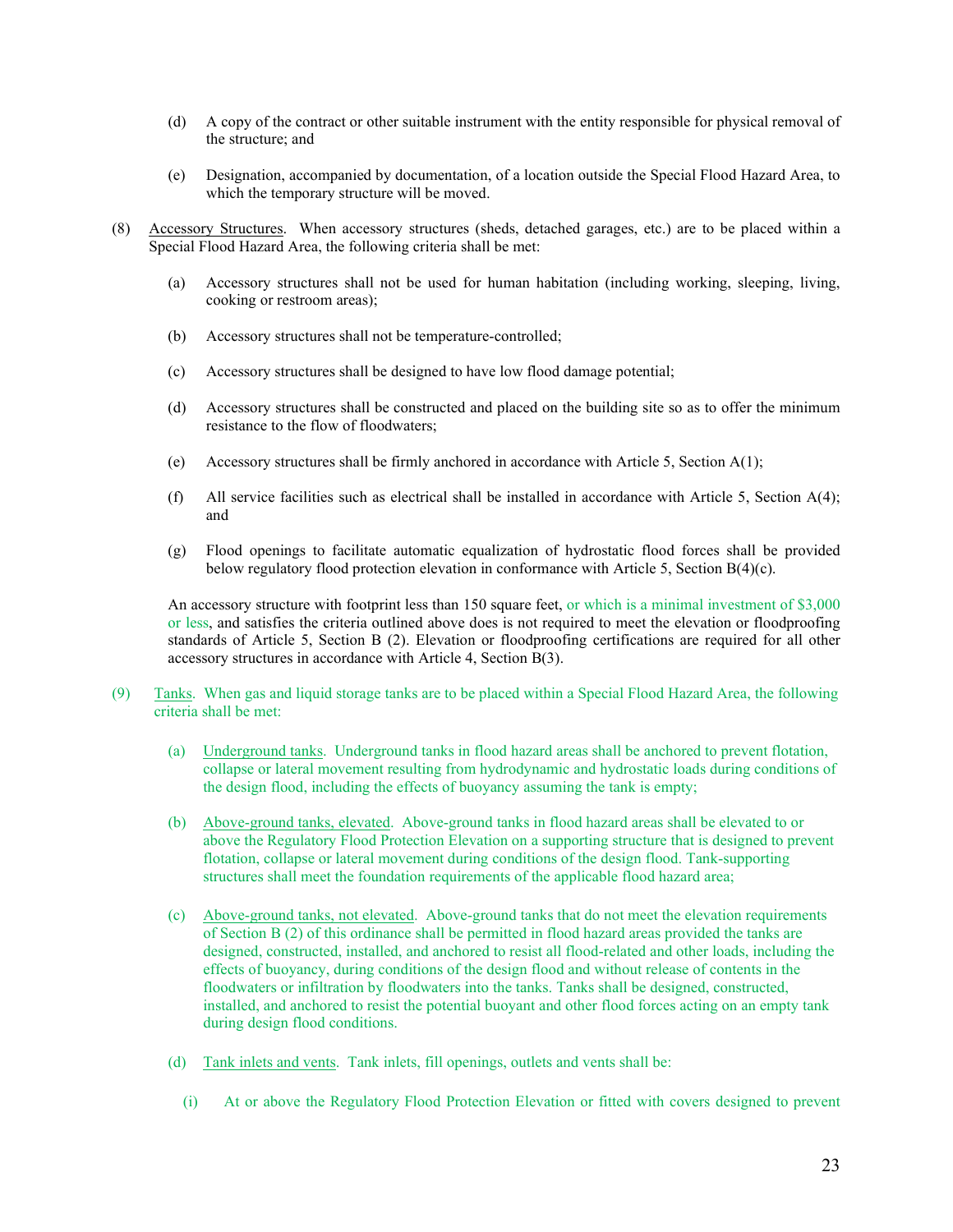(d) A copy of the contract or other suitable instrument with the entity responsible for physical removal of the structure; and

(e) Designation, accompanied by documentation, of a location outside the Special Flood Hazard Area, to which the temporary structure will be moved.

(8) Accessory Structures. When accessory structures (sheds, detached garages, etc.) are to be placed within a Special Flood Hazard Area, the following criteria shall be met:

(a) Accessory structures shall not be used for human habitation (including working, sleeping, living, cooking or restroom areas);

(b) Accessory structures shall not be temperature-controlled;

(c) Accessory structures shall be designed to have low flood damage potential;

(d) Accessory structures shall be constructed and placed on the building site so as to offer the minimum resistance to the flow of floodwaters;

(e) Accessory structures shall be firmly anchored in accordance with Article 5, Section A(1);

(f) All service facilities such as electrical shall be installed in accordance with Article 5, Section A(4); and

(g) Flood openings to facilitate automatic equalization of hydrostatic flood forces shall be provided below regulatory flood protection elevation in conformance with Article 5, Section B(4)(c).

An accessory structure with footprint less than 150 square feet, or which is a minimal investment of $3,000 or less, and satisfies the criteria outlined above does is not required to meet the elevation or floodproofing standards of Article 5, Section B (2). Elevation or floodproofing certifications are required for all other accessory structures in accordance with Article 4, Section B(3).

(9) Tanks. When gas and liquid storage tanks are to be placed within a Special Flood Hazard Area, the following criteria shall be met:

(a) Underground tanks. Underground tanks in flood hazard areas shall be anchored to prevent flotation, collapse or lateral movement resulting from hydrodynamic and hydrostatic loads during conditions of the design flood, including the effects of buoyancy assuming the tank is empty;

(b) Above-ground tanks, elevated. Above-ground tanks in flood hazard areas shall be elevated to or above the Regulatory Flood Protection Elevation on a supporting structure that is designed to prevent flotation, collapse or lateral movement during conditions of the design flood. Tank-supporting structures shall meet the foundation requirements of the applicable flood hazard area;

(c) Above-ground tanks, not elevated. Above-ground tanks that do not meet the elevation requirements of Section B (2) of this ordinance shall be permitted in flood hazard areas provided the tanks are designed, constructed, installed, and anchored to resist all flood-related and other loads, including the effects of buoyancy, during conditions of the design flood and without release of contents in the floodwaters or infiltration by floodwaters into the tanks. Tanks shall be designed, constructed, installed, and anchored to resist the potential buoyant and other flood forces acting on an empty tank during design flood conditions.

(d) Tank inlets and vents. Tank inlets, fill openings, outlets and vents shall be:

(i) At or above the Regulatory Flood Protection Elevation or fitted with covers designed to prevent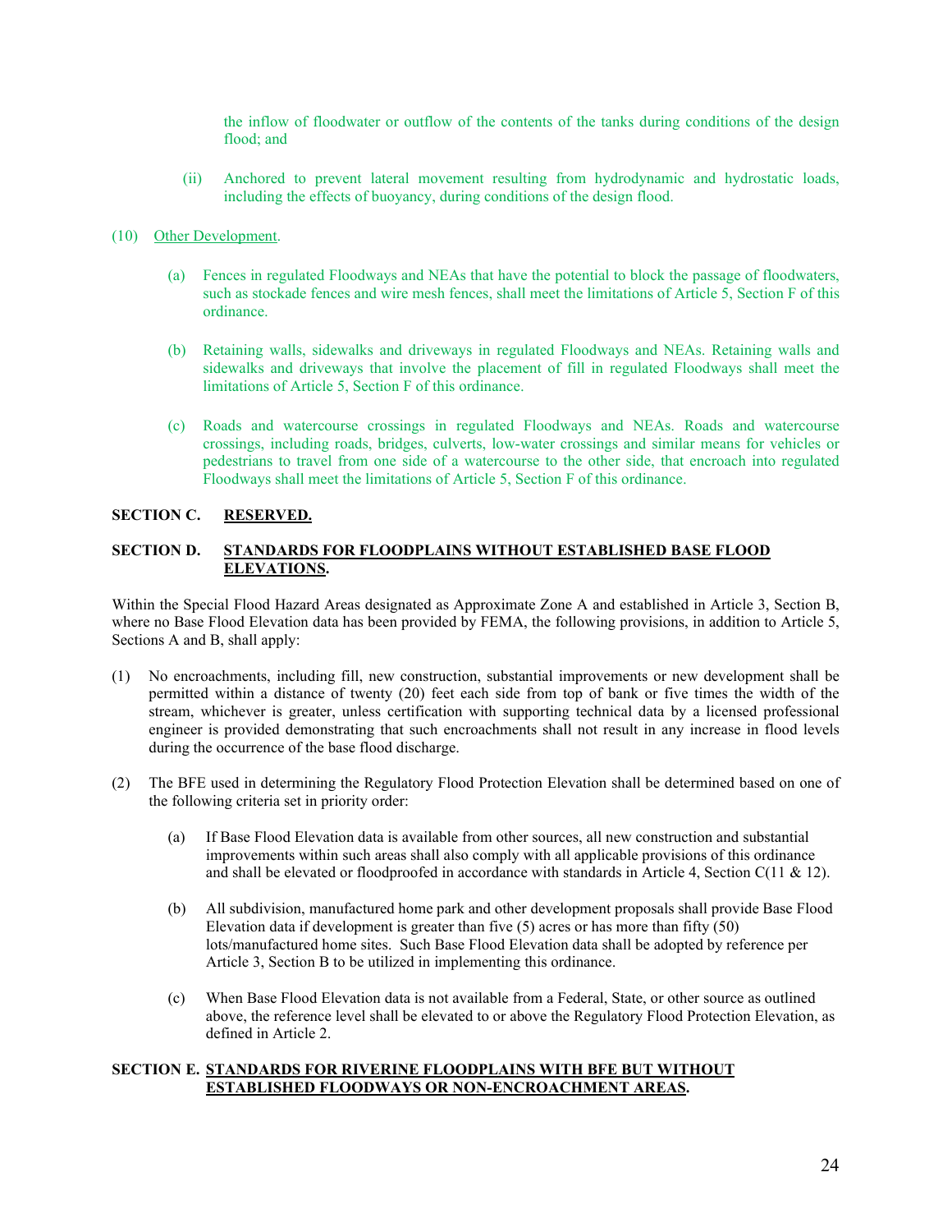the inflow of floodwater or outflow of the contents of the tanks during conditions of the design flood; and

(ii) Anchored to prevent lateral movement resulting from hydrodynamic and hydrostatic loads, including the effects of buoyancy, during conditions of the design flood.

(10) Other Development.

(a) Fences in regulated Floodways and NEAs that have the potential to block the passage of floodwaters, such as stockade fences and wire mesh fences, shall meet the limitations of Article 5, Section F of this ordinance.

(b) Retaining walls, sidewalks and driveways in regulated Floodways and NEAs. Retaining walls and sidewalks and driveways that involve the placement of fill in regulated Floodways shall meet the limitations of Article 5, Section F of this ordinance.

(c) Roads and watercourse crossings in regulated Floodways and NEAs. Roads and watercourse crossings, including roads, bridges, culverts, low-water crossings and similar means for vehicles or pedestrians to travel from one side of a watercourse to the other side, that encroach into regulated Floodways shall meet the limitations of Article 5, Section F of this ordinance.

**SECTION C. RESERVED.**

**SECTION D. STANDARDS FOR FLOODPLAINS WITHOUT ESTABLISHED BASE FLOOD ELEVATIONS.**

Within the Special Flood Hazard Areas designated as Approximate Zone A and established in Article 3, Section B, where no Base Flood Elevation data has been provided by FEMA, the following provisions, in addition to Article 5, Sections A and B, shall apply:

(1) No encroachments, including fill, new construction, substantial improvements or new development shall be permitted within a distance of twenty (20) feet each side from top of bank or five times the width of the stream, whichever is greater, unless certification with supporting technical data by a licensed professional engineer is provided demonstrating that such encroachments shall not result in any increase in flood levels during the occurrence of the base flood discharge.

(2) The BFE used in determining the Regulatory Flood Protection Elevation shall be determined based on one of the following criteria set in priority order:

(a) If Base Flood Elevation data is available from other sources, all new construction and substantial improvements within such areas shall also comply with all applicable provisions of this ordinance and shall be elevated or floodproofed in accordance with standards in Article 4, Section C(11 & 12).

(b) All subdivision, manufactured home park and other development proposals shall provide Base Flood Elevation data if development is greater than five (5) acres or has more than fifty (50) lots/manufactured home sites. Such Base Flood Elevation data shall be adopted by reference per Article 3, Section B to be utilized in implementing this ordinance.

(c) When Base Flood Elevation data is not available from a Federal, State, or other source as outlined above, the reference level shall be elevated to or above the Regulatory Flood Protection Elevation, as defined in Article 2.

**SECTION E. STANDARDS FOR RIVERINE FLOODPLAINS WITH BFE BUT WITHOUT ESTABLISHED FLOODWAYS OR NON-ENCROACHMENT AREAS.**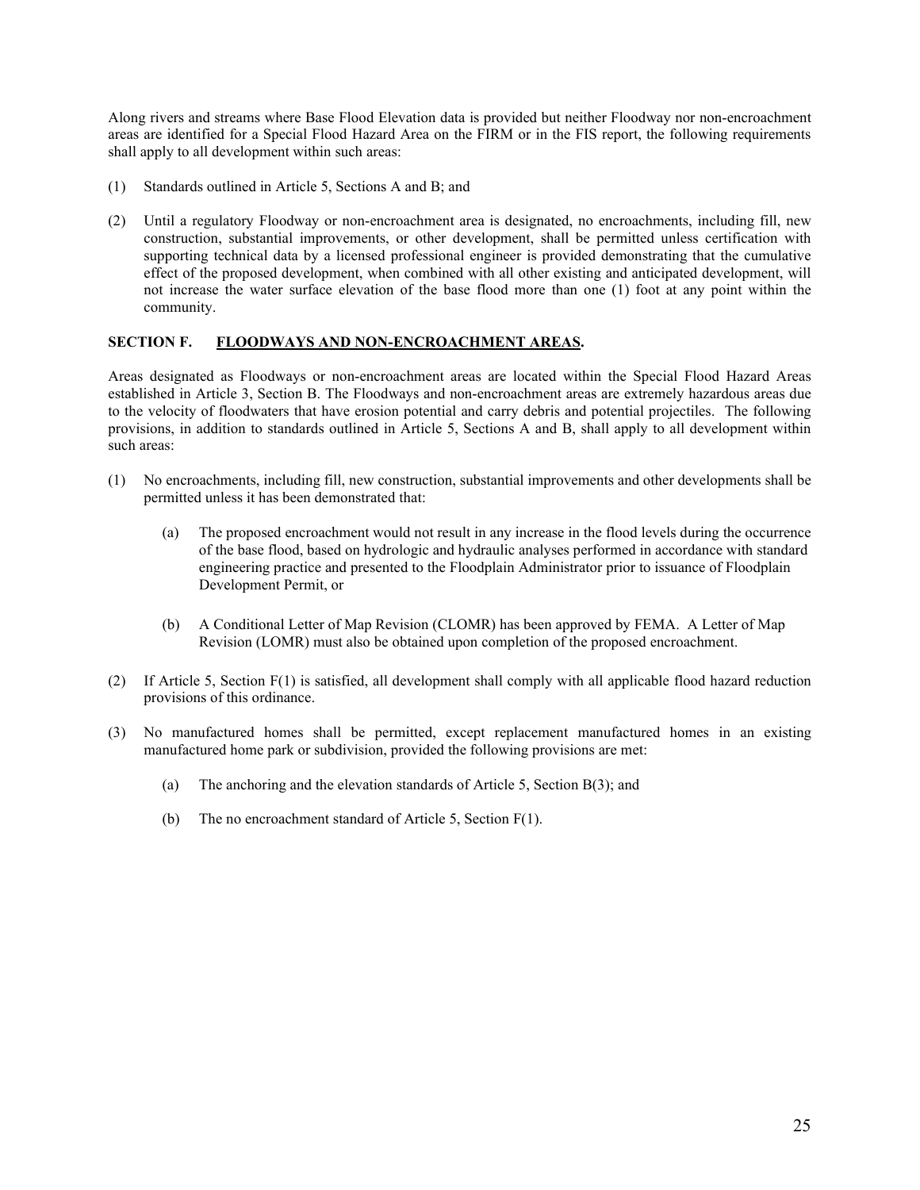Along rivers and streams where Base Flood Elevation data is provided but neither Floodway nor non-encroachment areas are identified for a Special Flood Hazard Area on the FIRM or in the FIS report, the following requirements shall apply to all development within such areas:

(1) Standards outlined in Article 5, Sections A and B; and

(2) Until a regulatory Floodway or non-encroachment area is designated, no encroachments, including fill, new construction, substantial improvements, or other development, shall be permitted unless certification with supporting technical data by a licensed professional engineer is provided demonstrating that the cumulative effect of the proposed development, when combined with all other existing and anticipated development, will not increase the water surface elevation of the base flood more than one (1) foot at any point within the community.

**SECTION F. <u>FLOODWAYS AND NON-ENCROACHMENT AREAS</u>.**

Areas designated as Floodways or non-encroachment areas are located within the Special Flood Hazard Areas established in Article 3, Section B. The Floodways and non-encroachment areas are extremely hazardous areas due to the velocity of floodwaters that have erosion potential and carry debris and potential projectiles. The following provisions, in addition to standards outlined in Article 5, Sections A and B, shall apply to all development within such areas:

(1) No encroachments, including fill, new construction, substantial improvements and other developments shall be permitted unless it has been demonstrated that:

    (a) The proposed encroachment would not result in any increase in the flood levels during the occurrence of the base flood, based on hydrologic and hydraulic analyses performed in accordance with standard engineering practice and presented to the Floodplain Administrator prior to issuance of Floodplain Development Permit, or

    (b) A Conditional Letter of Map Revision (CLOMR) has been approved by FEMA. A Letter of Map Revision (LOMR) must also be obtained upon completion of the proposed encroachment.

(2) If Article 5, Section F(1) is satisfied, all development shall comply with all applicable flood hazard reduction provisions of this ordinance.

(3) No manufactured homes shall be permitted, except replacement manufactured homes in an existing manufactured home park or subdivision, provided the following provisions are met:

    (a) The anchoring and the elevation standards of Article 5, Section B(3); and

    (b) The no encroachment standard of Article 5, Section F(1).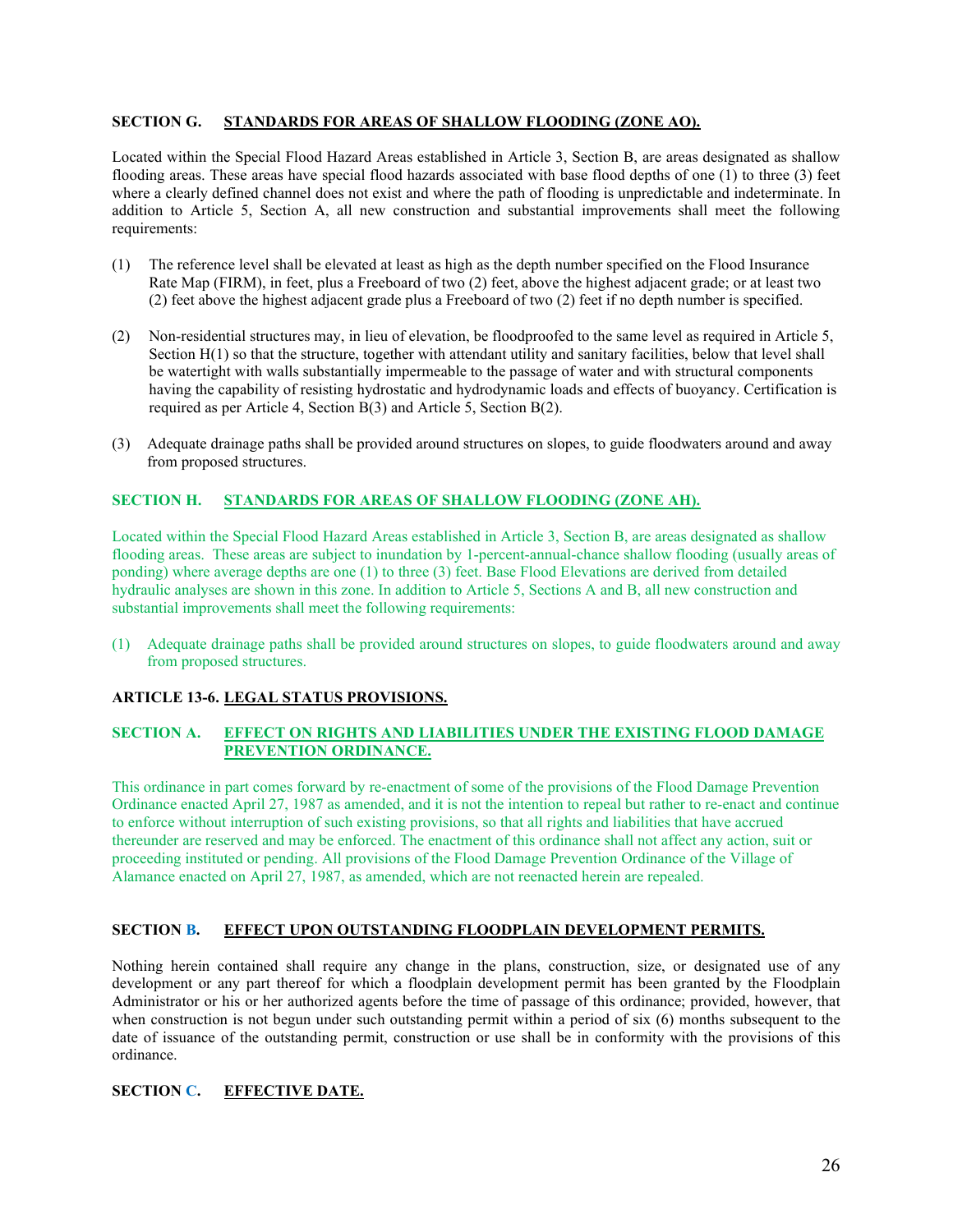### SECTION G. STANDARDS FOR AREAS OF SHALLOW FLOODING (ZONE AO).

Located within the Special Flood Hazard Areas established in Article 3, Section B, are areas designated as shallow flooding areas. These areas have special flood hazards associated with base flood depths of one (1) to three (3) feet where a clearly defined channel does not exist and where the path of flooding is unpredictable and indeterminate. In addition to Article 5, Section A, all new construction and substantial improvements shall meet the following requirements:

(1) The reference level shall be elevated at least as high as the depth number specified on the Flood Insurance Rate Map (FIRM), in feet, plus a Freeboard of two (2) feet, above the highest adjacent grade; or at least two (2) feet above the highest adjacent grade plus a Freeboard of two (2) feet if no depth number is specified.

(2) Non-residential structures may, in lieu of elevation, be floodproofed to the same level as required in Article 5, Section H(1) so that the structure, together with attendant utility and sanitary facilities, below that level shall be watertight with walls substantially impermeable to the passage of water and with structural components having the capability of resisting hydrostatic and hydrodynamic loads and effects of buoyancy. Certification is required as per Article 4, Section B(3) and Article 5, Section B(2).

(3) Adequate drainage paths shall be provided around structures on slopes, to guide floodwaters around and away from proposed structures.

### SECTION H. STANDARDS FOR AREAS OF SHALLOW FLOODING (ZONE AH).

Located within the Special Flood Hazard Areas established in Article 3, Section B, are areas designated as shallow flooding areas. These areas are subject to inundation by 1-percent-annual-chance shallow flooding (usually areas of ponding) where average depths are one (1) to three (3) feet. Base Flood Elevations are derived from detailed hydraulic analyses are shown in this zone. In addition to Article 5, Sections A and B, all new construction and substantial improvements shall meet the following requirements:

(1) Adequate drainage paths shall be provided around structures on slopes, to guide floodwaters around and away from proposed structures.

## ARTICLE 13-6. LEGAL STATUS PROVISIONS.

### SECTION A. EFFECT ON RIGHTS AND LIABILITIES UNDER THE EXISTING FLOOD DAMAGE PREVENTION ORDINANCE.

This ordinance in part comes forward by re-enactment of some of the provisions of the Flood Damage Prevention Ordinance enacted April 27, 1987 as amended, and it is not the intention to repeal but rather to re-enact and continue to enforce without interruption of such existing provisions, so that all rights and liabilities that have accrued thereunder are reserved and may be enforced. The enactment of this ordinance shall not affect any action, suit or proceeding instituted or pending. All provisions of the Flood Damage Prevention Ordinance of the Village of Alamance enacted on April 27, 1987, as amended, which are not reenacted herein are repealed.

### SECTION B. EFFECT UPON OUTSTANDING FLOODPLAIN DEVELOPMENT PERMITS.

Nothing herein contained shall require any change in the plans, construction, size, or designated use of any development or any part thereof for which a floodplain development permit has been granted by the Floodplain Administrator or his or her authorized agents before the time of passage of this ordinance; provided, however, that when construction is not begun under such outstanding permit within a period of six (6) months subsequent to the date of issuance of the outstanding permit, construction or use shall be in conformity with the provisions of this ordinance.

### SECTION C. EFFECTIVE DATE.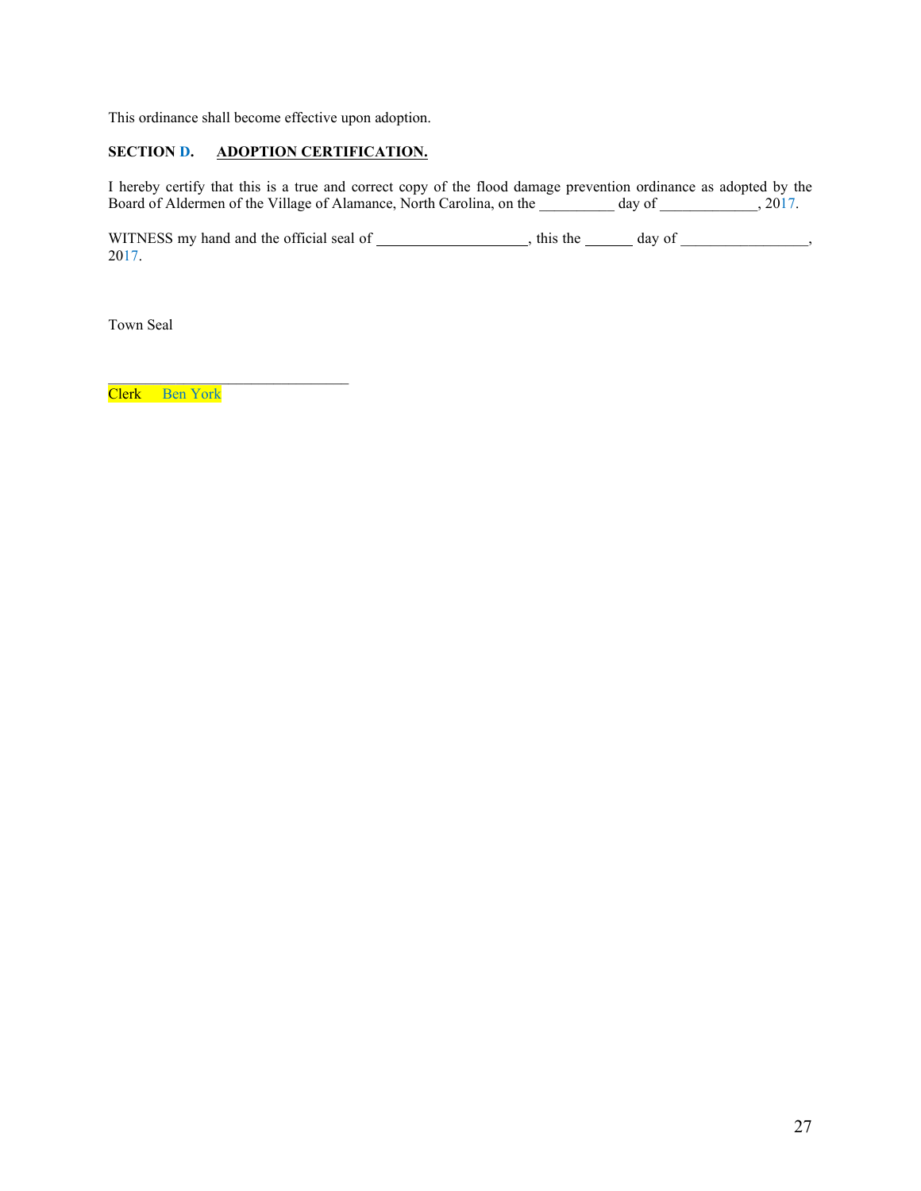This ordinance shall become effective upon adoption.

**SECTION D. ADOPTION CERTIFICATION.**

I hereby certify that this is a true and correct copy of the flood damage prevention ordinance as adopted by the Board of Aldermen of the Village of Alamance, North Carolina, on the __________ day of _____________, 2017.

WITNESS my hand and the official seal of ____________________, this the ______ day of _________________, 2017.

Town Seal

_________________________________

Clerk Ben York